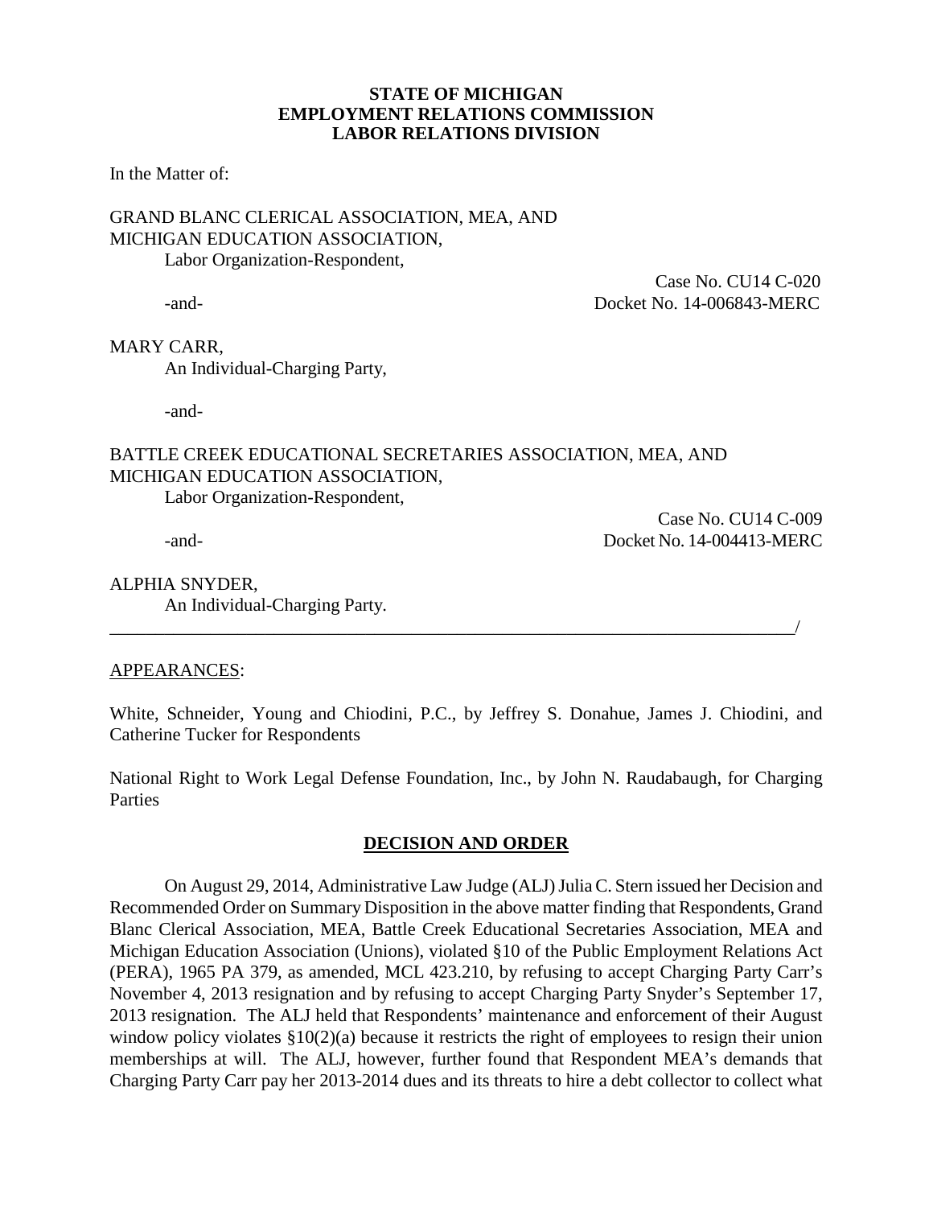**STATE OF MICHIGAN**
**EMPLOYMENT RELATIONS COMMISSION**
**LABOR RELATIONS DIVISION**

In the Matter of:

GRAND BLANC CLERICAL ASSOCIATION, MEA, AND
MICHIGAN EDUCATION ASSOCIATION,
Labor Organization-Respondent,

Case No. CU14 C-020
-and- Docket No. 14-006843-MERC

MARY CARR,
An Individual-Charging Party,

-and-

BATTLE CREEK EDUCATIONAL SECRETARIES ASSOCIATION, MEA, AND
MICHIGAN EDUCATION ASSOCIATION,
Labor Organization-Respondent,

Case No. CU14 C-009
-and- Docket No. 14-004413-MERC

ALPHIA SNYDER,
An Individual-Charging Party.
_______________________________________________________________/

APPEARANCES:

White, Schneider, Young and Chiodini, P.C., by Jeffrey S. Donahue, James J. Chiodini, and Catherine Tucker for Respondents

National Right to Work Legal Defense Foundation, Inc., by John N. Raudabaugh, for Charging Parties

**DECISION AND ORDER**

On August 29, 2014, Administrative Law Judge (ALJ) Julia C. Stern issued her Decision and Recommended Order on Summary Disposition in the above matter finding that Respondents, Grand Blanc Clerical Association, MEA, Battle Creek Educational Secretaries Association, MEA and Michigan Education Association (Unions), violated §10 of the Public Employment Relations Act (PERA), 1965 PA 379, as amended, MCL 423.210, by refusing to accept Charging Party Carr's November 4, 2013 resignation and by refusing to accept Charging Party Snyder's September 17, 2013 resignation. The ALJ held that Respondents' maintenance and enforcement of their August window policy violates §10(2)(a) because it restricts the right of employees to resign their union memberships at will. The ALJ, however, further found that Respondent MEA's demands that Charging Party Carr pay her 2013-2014 dues and its threats to hire a debt collector to collect what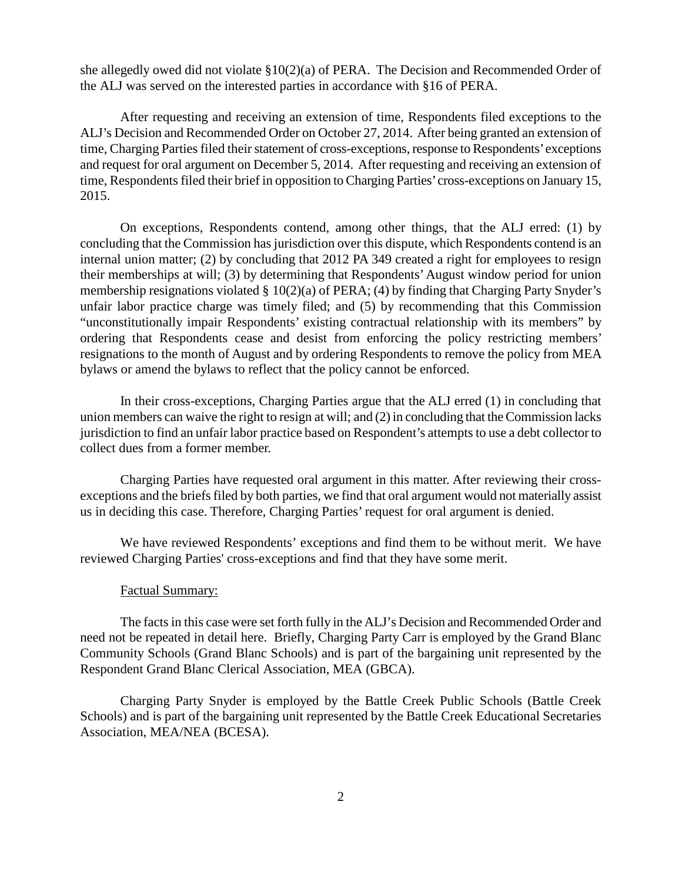she allegedly owed did not violate §10(2)(a) of PERA. The Decision and Recommended Order of the ALJ was served on the interested parties in accordance with §16 of PERA.

After requesting and receiving an extension of time, Respondents filed exceptions to the ALJ's Decision and Recommended Order on October 27, 2014. After being granted an extension of time, Charging Parties filed their statement of cross-exceptions, response to Respondents' exceptions and request for oral argument on December 5, 2014. After requesting and receiving an extension of time, Respondents filed their brief in opposition to Charging Parties' cross-exceptions on January 15, 2015.

On exceptions, Respondents contend, among other things, that the ALJ erred: (1) by concluding that the Commission has jurisdiction over this dispute, which Respondents contend is an internal union matter; (2) by concluding that 2012 PA 349 created a right for employees to resign their memberships at will; (3) by determining that Respondents' August window period for union membership resignations violated § 10(2)(a) of PERA; (4) by finding that Charging Party Snyder's unfair labor practice charge was timely filed; and (5) by recommending that this Commission "unconstitutionally impair Respondents' existing contractual relationship with its members" by ordering that Respondents cease and desist from enforcing the policy restricting members' resignations to the month of August and by ordering Respondents to remove the policy from MEA bylaws or amend the bylaws to reflect that the policy cannot be enforced.

In their cross-exceptions, Charging Parties argue that the ALJ erred (1) in concluding that union members can waive the right to resign at will; and (2) in concluding that the Commission lacks jurisdiction to find an unfair labor practice based on Respondent's attempts to use a debt collector to collect dues from a former member.

Charging Parties have requested oral argument in this matter. After reviewing their cross-exceptions and the briefs filed by both parties, we find that oral argument would not materially assist us in deciding this case. Therefore, Charging Parties' request for oral argument is denied.

We have reviewed Respondents' exceptions and find them to be without merit. We have reviewed Charging Parties' cross-exceptions and find that they have some merit.

Factual Summary:

The facts in this case were set forth fully in the ALJ's Decision and Recommended Order and need not be repeated in detail here. Briefly, Charging Party Carr is employed by the Grand Blanc Community Schools (Grand Blanc Schools) and is part of the bargaining unit represented by the Respondent Grand Blanc Clerical Association, MEA (GBCA).

Charging Party Snyder is employed by the Battle Creek Public Schools (Battle Creek Schools) and is part of the bargaining unit represented by the Battle Creek Educational Secretaries Association, MEA/NEA (BCESA).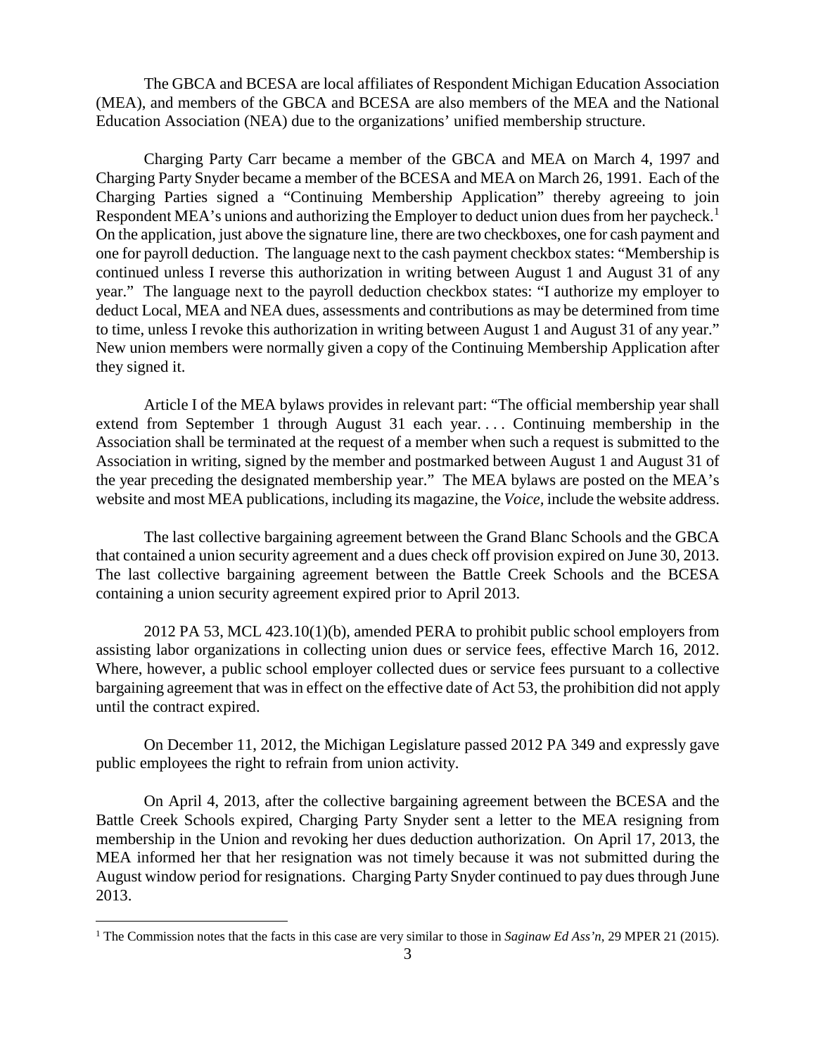The GBCA and BCESA are local affiliates of Respondent Michigan Education Association (MEA), and members of the GBCA and BCESA are also members of the MEA and the National Education Association (NEA) due to the organizations' unified membership structure.

Charging Party Carr became a member of the GBCA and MEA on March 4, 1997 and Charging Party Snyder became a member of the BCESA and MEA on March 26, 1991. Each of the Charging Parties signed a "Continuing Membership Application" thereby agreeing to join Respondent MEA's unions and authorizing the Employer to deduct union dues from her paycheck.[1] On the application, just above the signature line, there are two checkboxes, one for cash payment and one for payroll deduction. The language next to the cash payment checkbox states: "Membership is continued unless I reverse this authorization in writing between August 1 and August 31 of any year." The language next to the payroll deduction checkbox states: "I authorize my employer to deduct Local, MEA and NEA dues, assessments and contributions as may be determined from time to time, unless I revoke this authorization in writing between August 1 and August 31 of any year." New union members were normally given a copy of the Continuing Membership Application after they signed it.

Article I of the MEA bylaws provides in relevant part: "The official membership year shall extend from September 1 through August 31 each year. . . . Continuing membership in the Association shall be terminated at the request of a member when such a request is submitted to the Association in writing, signed by the member and postmarked between August 1 and August 31 of the year preceding the designated membership year." The MEA bylaws are posted on the MEA's website and most MEA publications, including its magazine, the *Voice*, include the website address.

The last collective bargaining agreement between the Grand Blanc Schools and the GBCA that contained a union security agreement and a dues check off provision expired on June 30, 2013. The last collective bargaining agreement between the Battle Creek Schools and the BCESA containing a union security agreement expired prior to April 2013.

2012 PA 53, MCL 423.10(1)(b), amended PERA to prohibit public school employers from assisting labor organizations in collecting union dues or service fees, effective March 16, 2012. Where, however, a public school employer collected dues or service fees pursuant to a collective bargaining agreement that was in effect on the effective date of Act 53, the prohibition did not apply until the contract expired.

On December 11, 2012, the Michigan Legislature passed 2012 PA 349 and expressly gave public employees the right to refrain from union activity.

On April 4, 2013, after the collective bargaining agreement between the BCESA and the Battle Creek Schools expired, Charging Party Snyder sent a letter to the MEA resigning from membership in the Union and revoking her dues deduction authorization. On April 17, 2013, the MEA informed her that her resignation was not timely because it was not submitted during the August window period for resignations. Charging Party Snyder continued to pay dues through June 2013.

[1] The Commission notes that the facts in this case are very similar to those in *Saginaw Ed Ass'n*, 29 MPER 21 (2015).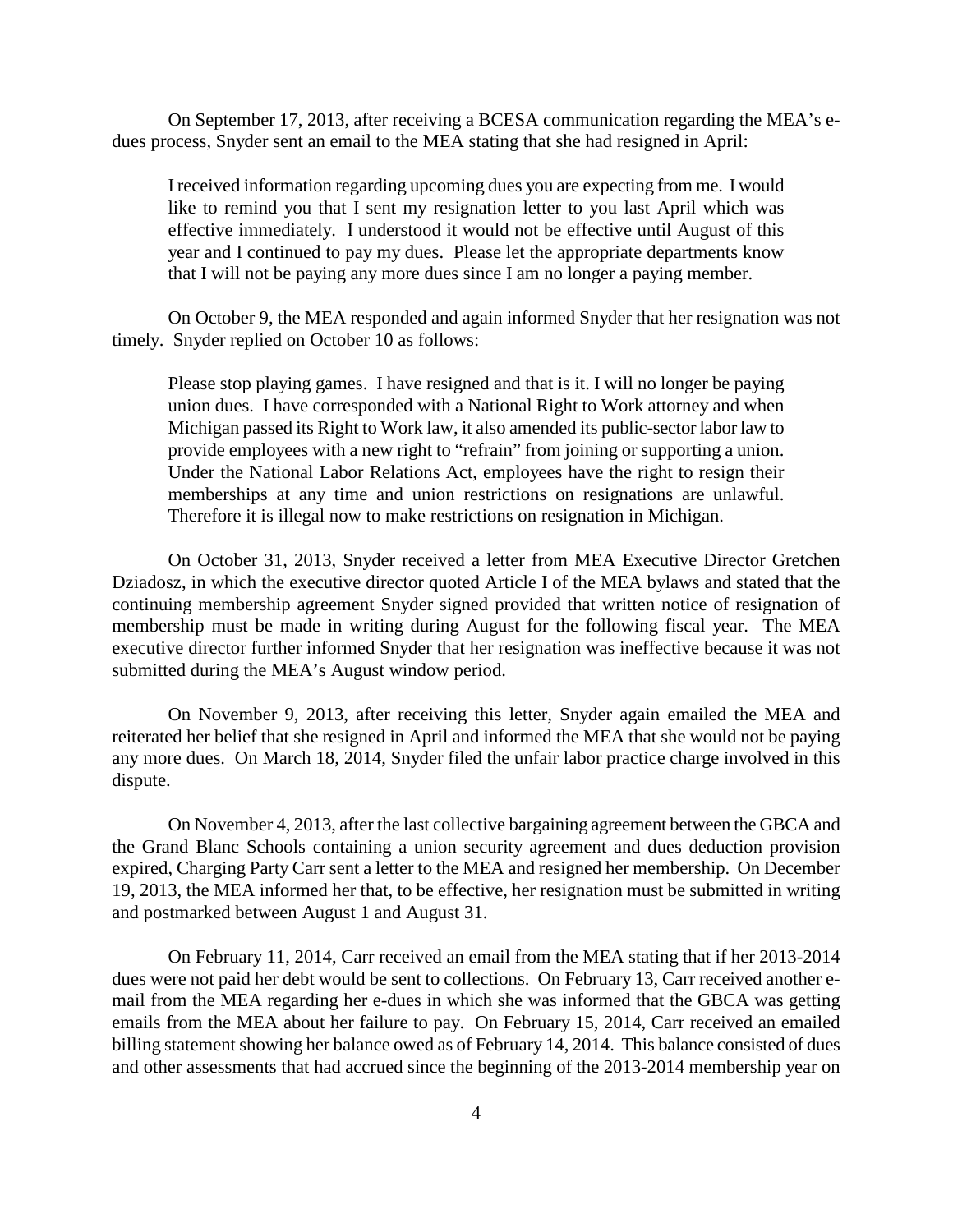On September 17, 2013, after receiving a BCESA communication regarding the MEA's e-dues process, Snyder sent an email to the MEA stating that she had resigned in April:

> I received information regarding upcoming dues you are expecting from me. I would like to remind you that I sent my resignation letter to you last April which was effective immediately. I understood it would not be effective until August of this year and I continued to pay my dues. Please let the appropriate departments know that I will not be paying any more dues since I am no longer a paying member.

On October 9, the MEA responded and again informed Snyder that her resignation was not timely. Snyder replied on October 10 as follows:

> Please stop playing games. I have resigned and that is it. I will no longer be paying union dues. I have corresponded with a National Right to Work attorney and when Michigan passed its Right to Work law, it also amended its public-sector labor law to provide employees with a new right to "refrain" from joining or supporting a union. Under the National Labor Relations Act, employees have the right to resign their memberships at any time and union restrictions on resignations are unlawful. Therefore it is illegal now to make restrictions on resignation in Michigan.

On October 31, 2013, Snyder received a letter from MEA Executive Director Gretchen Dziadosz, in which the executive director quoted Article I of the MEA bylaws and stated that the continuing membership agreement Snyder signed provided that written notice of resignation of membership must be made in writing during August for the following fiscal year. The MEA executive director further informed Snyder that her resignation was ineffective because it was not submitted during the MEA's August window period.

On November 9, 2013, after receiving this letter, Snyder again emailed the MEA and reiterated her belief that she resigned in April and informed the MEA that she would not be paying any more dues. On March 18, 2014, Snyder filed the unfair labor practice charge involved in this dispute.

On November 4, 2013, after the last collective bargaining agreement between the GBCA and the Grand Blanc Schools containing a union security agreement and dues deduction provision expired, Charging Party Carr sent a letter to the MEA and resigned her membership. On December 19, 2013, the MEA informed her that, to be effective, her resignation must be submitted in writing and postmarked between August 1 and August 31.

On February 11, 2014, Carr received an email from the MEA stating that if her 2013-2014 dues were not paid her debt would be sent to collections. On February 13, Carr received another e-mail from the MEA regarding her e-dues in which she was informed that the GBCA was getting emails from the MEA about her failure to pay. On February 15, 2014, Carr received an emailed billing statement showing her balance owed as of February 14, 2014. This balance consisted of dues and other assessments that had accrued since the beginning of the 2013-2014 membership year on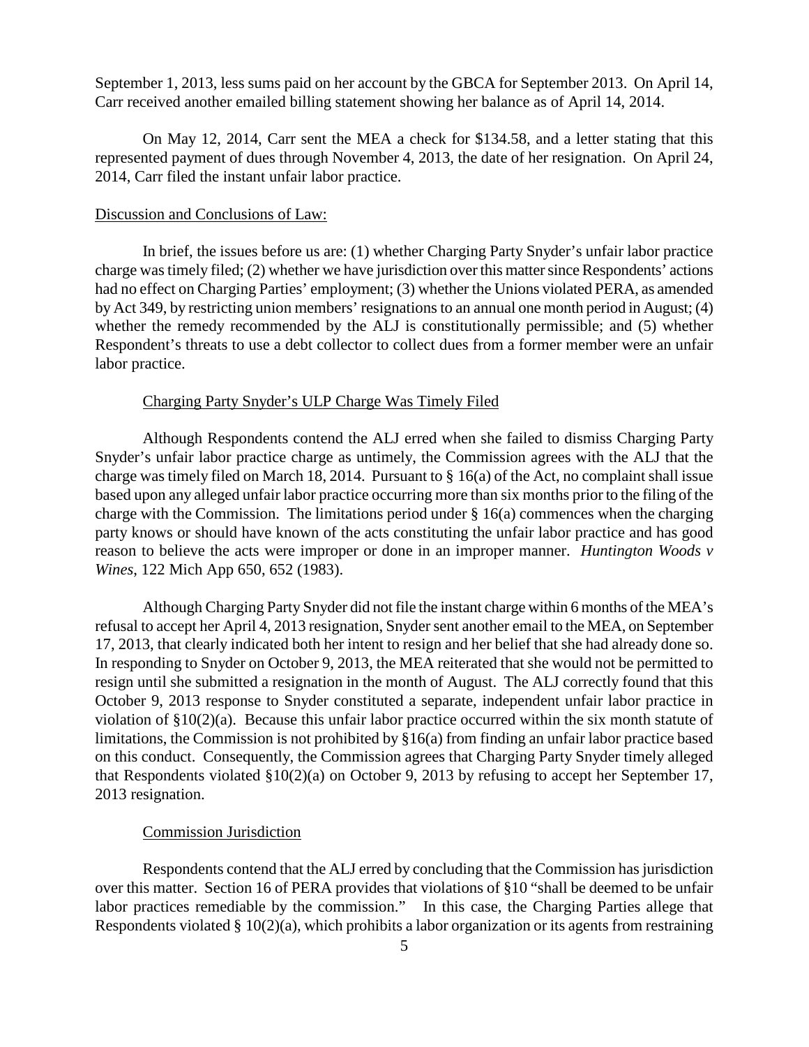September 1, 2013, less sums paid on her account by the GBCA for September 2013. On April 14, Carr received another emailed billing statement showing her balance as of April 14, 2014.

On May 12, 2014, Carr sent the MEA a check for $134.58, and a letter stating that this represented payment of dues through November 4, 2013, the date of her resignation. On April 24, 2014, Carr filed the instant unfair labor practice.

Discussion and Conclusions of Law:

In brief, the issues before us are: (1) whether Charging Party Snyder's unfair labor practice charge was timely filed; (2) whether we have jurisdiction over this matter since Respondents' actions had no effect on Charging Parties' employment; (3) whether the Unions violated PERA, as amended by Act 349, by restricting union members' resignations to an annual one month period in August; (4) whether the remedy recommended by the ALJ is constitutionally permissible; and (5) whether Respondent's threats to use a debt collector to collect dues from a former member were an unfair labor practice.

Charging Party Snyder's ULP Charge Was Timely Filed

Although Respondents contend the ALJ erred when she failed to dismiss Charging Party Snyder's unfair labor practice charge as untimely, the Commission agrees with the ALJ that the charge was timely filed on March 18, 2014. Pursuant to § 16(a) of the Act, no complaint shall issue based upon any alleged unfair labor practice occurring more than six months prior to the filing of the charge with the Commission. The limitations period under § 16(a) commences when the charging party knows or should have known of the acts constituting the unfair labor practice and has good reason to believe the acts were improper or done in an improper manner. *Huntington Woods v Wines*, 122 Mich App 650, 652 (1983).

Although Charging Party Snyder did not file the instant charge within 6 months of the MEA's refusal to accept her April 4, 2013 resignation, Snyder sent another email to the MEA, on September 17, 2013, that clearly indicated both her intent to resign and her belief that she had already done so. In responding to Snyder on October 9, 2013, the MEA reiterated that she would not be permitted to resign until she submitted a resignation in the month of August. The ALJ correctly found that this October 9, 2013 response to Snyder constituted a separate, independent unfair labor practice in violation of §10(2)(a). Because this unfair labor practice occurred within the six month statute of limitations, the Commission is not prohibited by §16(a) from finding an unfair labor practice based on this conduct. Consequently, the Commission agrees that Charging Party Snyder timely alleged that Respondents violated §10(2)(a) on October 9, 2013 by refusing to accept her September 17, 2013 resignation.

Commission Jurisdiction

Respondents contend that the ALJ erred by concluding that the Commission has jurisdiction over this matter. Section 16 of PERA provides that violations of §10 "shall be deemed to be unfair labor practices remediable by the commission." In this case, the Charging Parties allege that Respondents violated § 10(2)(a), which prohibits a labor organization or its agents from restraining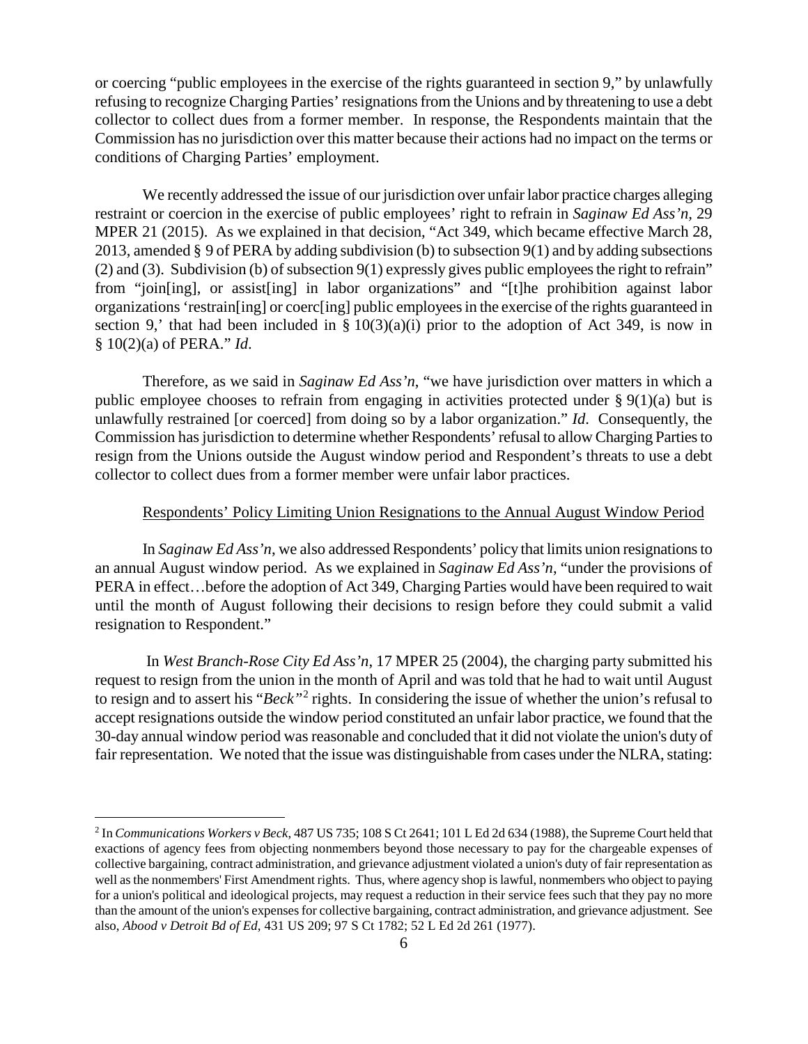or coercing "public employees in the exercise of the rights guaranteed in section 9," by unlawfully refusing to recognize Charging Parties' resignations from the Unions and by threatening to use a debt collector to collect dues from a former member. In response, the Respondents maintain that the Commission has no jurisdiction over this matter because their actions had no impact on the terms or conditions of Charging Parties' employment.

We recently addressed the issue of our jurisdiction over unfair labor practice charges alleging restraint or coercion in the exercise of public employees' right to refrain in *Saginaw Ed Ass'n*, 29 MPER 21 (2015). As we explained in that decision, "Act 349, which became effective March 28, 2013, amended § 9 of PERA by adding subdivision (b) to subsection 9(1) and by adding subsections (2) and (3). Subdivision (b) of subsection 9(1) expressly gives public employees the right to refrain" from "join[ing], or assist[ing] in labor organizations" and "[t]he prohibition against labor organizations 'restrain[ing] or coerc[ing] public employees in the exercise of the rights guaranteed in section 9,' that had been included in § 10(3)(a)(i) prior to the adoption of Act 349, is now in § 10(2)(a) of PERA." *Id*.

Therefore, as we said in *Saginaw Ed Ass'n*, "we have jurisdiction over matters in which a public employee chooses to refrain from engaging in activities protected under § 9(1)(a) but is unlawfully restrained [or coerced] from doing so by a labor organization." *Id*. Consequently, the Commission has jurisdiction to determine whether Respondents' refusal to allow Charging Parties to resign from the Unions outside the August window period and Respondent's threats to use a debt collector to collect dues from a former member were unfair labor practices.

<u>Respondents' Policy Limiting Union Resignations to the Annual August Window Period</u>

In *Saginaw Ed Ass'n*, we also addressed Respondents' policy that limits union resignations to an annual August window period. As we explained in *Saginaw Ed Ass'n*, "under the provisions of PERA in effect…before the adoption of Act 349, Charging Parties would have been required to wait until the month of August following their decisions to resign before they could submit a valid resignation to Respondent."

In *West Branch-Rose City Ed Ass'n*, 17 MPER 25 (2004), the charging party submitted his request to resign from the union in the month of April and was told that he had to wait until August to resign and to assert his "*Beck*"[2] rights. In considering the issue of whether the union's refusal to accept resignations outside the window period constituted an unfair labor practice, we found that the 30-day annual window period was reasonable and concluded that it did not violate the union's duty of fair representation. We noted that the issue was distinguishable from cases under the NLRA, stating:

---

[2] In *Communications Workers v Beck*, 487 US 735; 108 S Ct 2641; 101 L Ed 2d 634 (1988), the Supreme Court held that exactions of agency fees from objecting nonmembers beyond those necessary to pay for the chargeable expenses of collective bargaining, contract administration, and grievance adjustment violated a union's duty of fair representation as well as the nonmembers' First Amendment rights. Thus, where agency shop is lawful, nonmembers who object to paying for a union's political and ideological projects, may request a reduction in their service fees such that they pay no more than the amount of the union's expenses for collective bargaining, contract administration, and grievance adjustment. See also, *Abood v Detroit Bd of Ed*, 431 US 209; 97 S Ct 1782; 52 L Ed 2d 261 (1977).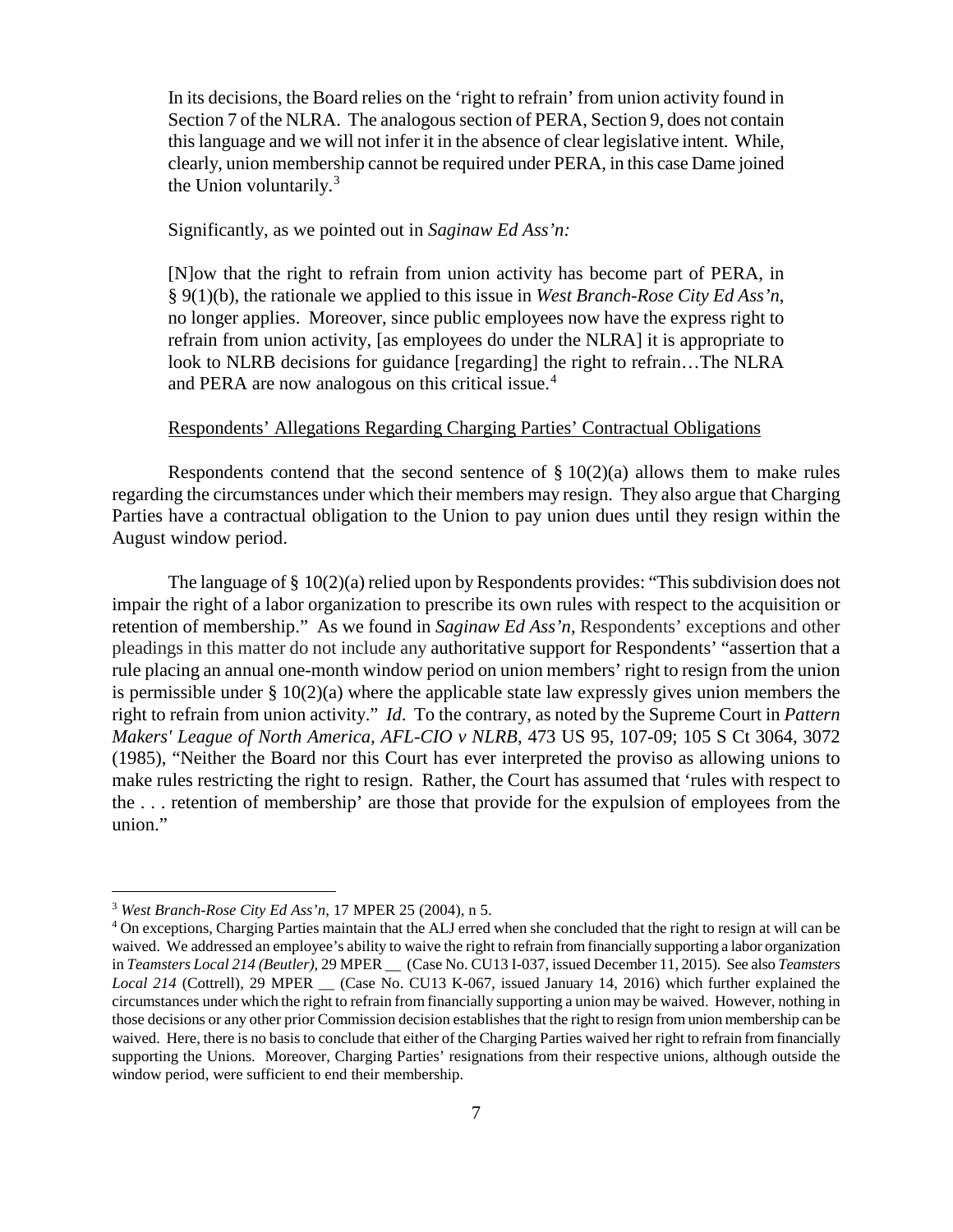> In its decisions, the Board relies on the 'right to refrain' from union activity found in Section 7 of the NLRA. The analogous section of PERA, Section 9, does not contain this language and we will not infer it in the absence of clear legislative intent. While, clearly, union membership cannot be required under PERA, in this case Dame joined the Union voluntarily.[3]

Significantly, as we pointed out in *Saginaw Ed Ass'n:*

> [N]ow that the right to refrain from union activity has become part of PERA, in § 9(1)(b), the rationale we applied to this issue in *West Branch-Rose City Ed Ass'n*, no longer applies. Moreover, since public employees now have the express right to refrain from union activity, [as employees do under the NLRA] it is appropriate to look to NLRB decisions for guidance [regarding] the right to refrain…The NLRA and PERA are now analogous on this critical issue.[4]

<u>Respondents' Allegations Regarding Charging Parties' Contractual Obligations</u>

Respondents contend that the second sentence of § 10(2)(a) allows them to make rules regarding the circumstances under which their members may resign. They also argue that Charging Parties have a contractual obligation to the Union to pay union dues until they resign within the August window period.

The language of § 10(2)(a) relied upon by Respondents provides: "This subdivision does not impair the right of a labor organization to prescribe its own rules with respect to the acquisition or retention of membership." As we found in *Saginaw Ed Ass'n*, Respondents' exceptions and other pleadings in this matter do not include any authoritative support for Respondents' "assertion that a rule placing an annual one-month window period on union members' right to resign from the union is permissible under § 10(2)(a) where the applicable state law expressly gives union members the right to refrain from union activity." *Id*. To the contrary, as noted by the Supreme Court in *Pattern Makers' League of North America, AFL-CIO v NLRB*, 473 US 95, 107-09; 105 S Ct 3064, 3072 (1985), "Neither the Board nor this Court has ever interpreted the proviso as allowing unions to make rules restricting the right to resign. Rather, the Court has assumed that 'rules with respect to the . . . retention of membership' are those that provide for the expulsion of employees from the union."

---

[3] *West Branch-Rose City Ed Ass'n*, 17 MPER 25 (2004), n 5.

[4] On exceptions, Charging Parties maintain that the ALJ erred when she concluded that the right to resign at will can be waived. We addressed an employee's ability to waive the right to refrain from financially supporting a labor organization in *Teamsters Local 214 (Beutler)*, 29 MPER __ (Case No. CU13 I-037, issued December 11, 2015). See also *Teamsters Local 214* (Cottrell), 29 MPER __ (Case No. CU13 K-067, issued January 14, 2016) which further explained the circumstances under which the right to refrain from financially supporting a union may be waived. However, nothing in those decisions or any other prior Commission decision establishes that the right to resign from union membership can be waived. Here, there is no basis to conclude that either of the Charging Parties waived her right to refrain from financially supporting the Unions. Moreover, Charging Parties' resignations from their respective unions, although outside the window period, were sufficient to end their membership.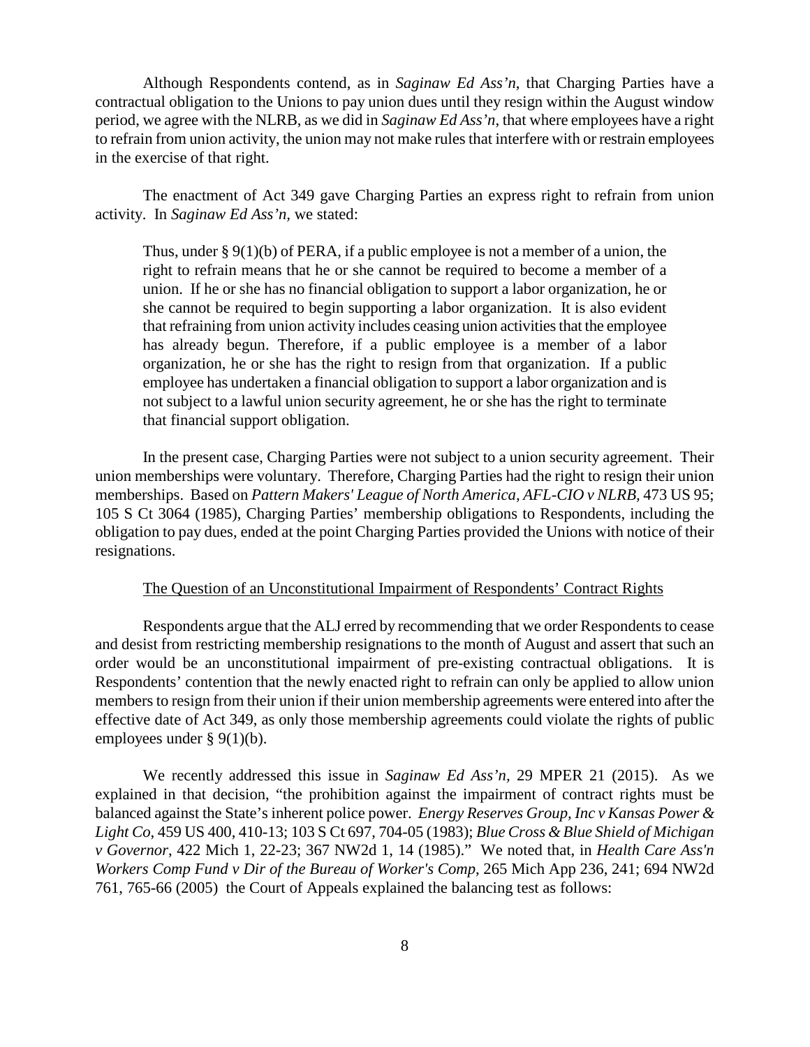Although Respondents contend, as in *Saginaw Ed Ass'n*, that Charging Parties have a contractual obligation to the Unions to pay union dues until they resign within the August window period, we agree with the NLRB, as we did in *Saginaw Ed Ass'n*, that where employees have a right to refrain from union activity, the union may not make rules that interfere with or restrain employees in the exercise of that right.

The enactment of Act 349 gave Charging Parties an express right to refrain from union activity. In *Saginaw Ed Ass'n,* we stated:

> Thus, under § 9(1)(b) of PERA, if a public employee is not a member of a union, the right to refrain means that he or she cannot be required to become a member of a union. If he or she has no financial obligation to support a labor organization, he or she cannot be required to begin supporting a labor organization. It is also evident that refraining from union activity includes ceasing union activities that the employee has already begun. Therefore, if a public employee is a member of a labor organization, he or she has the right to resign from that organization. If a public employee has undertaken a financial obligation to support a labor organization and is not subject to a lawful union security agreement, he or she has the right to terminate that financial support obligation.

In the present case, Charging Parties were not subject to a union security agreement. Their union memberships were voluntary. Therefore, Charging Parties had the right to resign their union memberships. Based on *Pattern Makers' League of North America, AFL-CIO v NLRB*, 473 US 95; 105 S Ct 3064 (1985), Charging Parties' membership obligations to Respondents, including the obligation to pay dues, ended at the point Charging Parties provided the Unions with notice of their resignations.

The Question of an Unconstitutional Impairment of Respondents' Contract Rights

Respondents argue that the ALJ erred by recommending that we order Respondents to cease and desist from restricting membership resignations to the month of August and assert that such an order would be an unconstitutional impairment of pre-existing contractual obligations. It is Respondents' contention that the newly enacted right to refrain can only be applied to allow union members to resign from their union if their union membership agreements were entered into after the effective date of Act 349, as only those membership agreements could violate the rights of public employees under § 9(1)(b).

We recently addressed this issue in *Saginaw Ed Ass'n*, 29 MPER 21 (2015). As we explained in that decision, "the prohibition against the impairment of contract rights must be balanced against the State's inherent police power. *Energy Reserves Group, Inc v Kansas Power & Light Co*, 459 US 400, 410-13; 103 S Ct 697, 704-05 (1983); *Blue Cross & Blue Shield of Michigan v Governor*, 422 Mich 1, 22-23; 367 NW2d 1, 14 (1985)." We noted that, in *Health Care Ass'n Workers Comp Fund v Dir of the Bureau of Worker's Comp*, 265 Mich App 236, 241; 694 NW2d 761, 765-66 (2005) the Court of Appeals explained the balancing test as follows: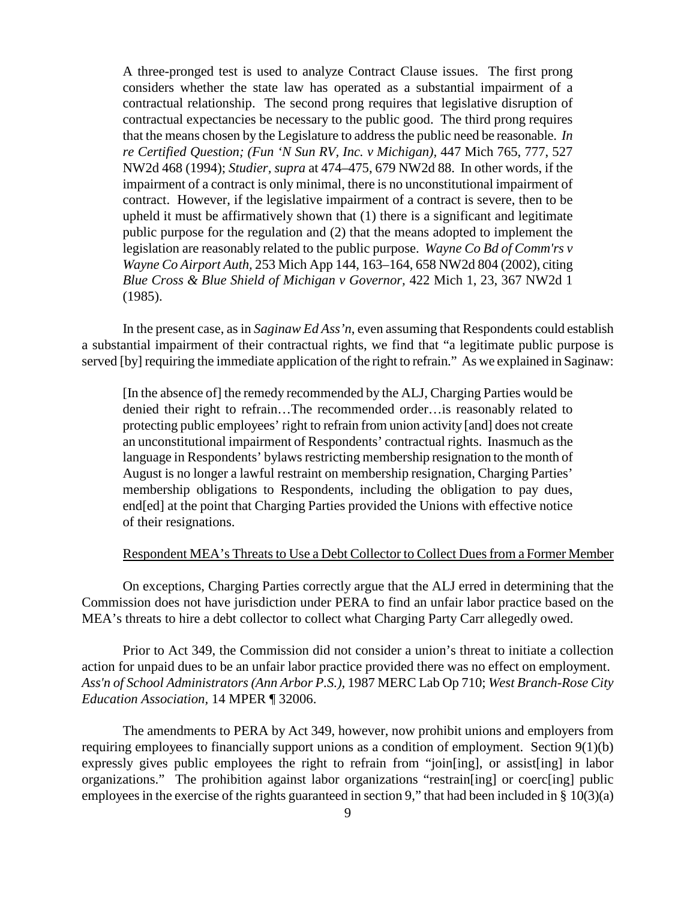> A three-pronged test is used to analyze Contract Clause issues. The first prong considers whether the state law has operated as a substantial impairment of a contractual relationship. The second prong requires that legislative disruption of contractual expectancies be necessary to the public good. The third prong requires that the means chosen by the Legislature to address the public need be reasonable. *In re Certified Question; (Fun 'N Sun RV, Inc. v Michigan)*, 447 Mich 765, 777, 527 NW2d 468 (1994); *Studier, supra* at 474–475, 679 NW2d 88. In other words, if the impairment of a contract is only minimal, there is no unconstitutional impairment of contract. However, if the legislative impairment of a contract is severe, then to be upheld it must be affirmatively shown that (1) there is a significant and legitimate public purpose for the regulation and (2) that the means adopted to implement the legislation are reasonably related to the public purpose. *Wayne Co Bd of Comm'rs v Wayne Co Airport Auth*, 253 Mich App 144, 163–164, 658 NW2d 804 (2002), citing *Blue Cross & Blue Shield of Michigan v Governor*, 422 Mich 1, 23, 367 NW2d 1 (1985).

In the present case, as in *Saginaw Ed Ass'n*, even assuming that Respondents could establish a substantial impairment of their contractual rights, we find that "a legitimate public purpose is served [by] requiring the immediate application of the right to refrain." As we explained in Saginaw:

> [In the absence of] the remedy recommended by the ALJ, Charging Parties would be denied their right to refrain…The recommended order…is reasonably related to protecting public employees' right to refrain from union activity [and] does not create an unconstitutional impairment of Respondents' contractual rights. Inasmuch as the language in Respondents' bylaws restricting membership resignation to the month of August is no longer a lawful restraint on membership resignation, Charging Parties' membership obligations to Respondents, including the obligation to pay dues, end[ed] at the point that Charging Parties provided the Unions with effective notice of their resignations.

<u>Respondent MEA's Threats to Use a Debt Collector to Collect Dues from a Former Member</u>

On exceptions, Charging Parties correctly argue that the ALJ erred in determining that the Commission does not have jurisdiction under PERA to find an unfair labor practice based on the MEA's threats to hire a debt collector to collect what Charging Party Carr allegedly owed.

Prior to Act 349, the Commission did not consider a union's threat to initiate a collection action for unpaid dues to be an unfair labor practice provided there was no effect on employment. *Ass'n of School Administrators (Ann Arbor P.S.)*, 1987 MERC Lab Op 710; *West Branch-Rose City Education Association,* 14 MPER ¶ 32006.

The amendments to PERA by Act 349, however, now prohibit unions and employers from requiring employees to financially support unions as a condition of employment. Section 9(1)(b) expressly gives public employees the right to refrain from "join[ing], or assist[ing] in labor organizations." The prohibition against labor organizations "restrain[ing] or coerc[ing] public employees in the exercise of the rights guaranteed in section 9," that had been included in § 10(3)(a)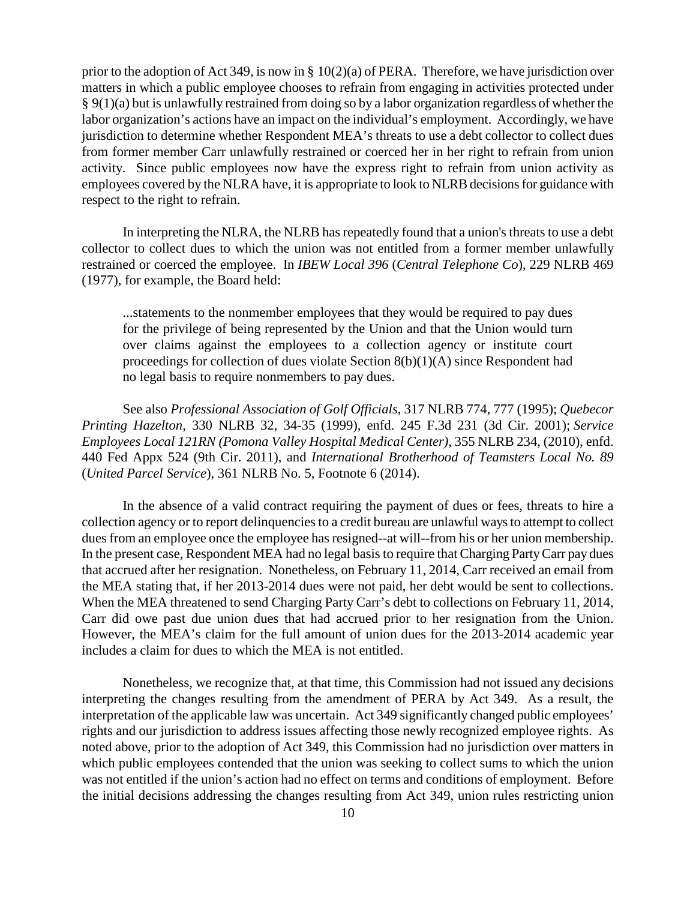prior to the adoption of Act 349, is now in § 10(2)(a) of PERA. Therefore, we have jurisdiction over matters in which a public employee chooses to refrain from engaging in activities protected under § 9(1)(a) but is unlawfully restrained from doing so by a labor organization regardless of whether the labor organization's actions have an impact on the individual's employment. Accordingly, we have jurisdiction to determine whether Respondent MEA's threats to use a debt collector to collect dues from former member Carr unlawfully restrained or coerced her in her right to refrain from union activity. Since public employees now have the express right to refrain from union activity as employees covered by the NLRA have, it is appropriate to look to NLRB decisions for guidance with respect to the right to refrain.

In interpreting the NLRA, the NLRB has repeatedly found that a union's threats to use a debt collector to collect dues to which the union was not entitled from a former member unlawfully restrained or coerced the employee. In *IBEW Local 396* (*Central Telephone Co*), 229 NLRB 469 (1977), for example, the Board held:

> ...statements to the nonmember employees that they would be required to pay dues for the privilege of being represented by the Union and that the Union would turn over claims against the employees to a collection agency or institute court proceedings for collection of dues violate Section 8(b)(1)(A) since Respondent had no legal basis to require nonmembers to pay dues.

See also *Professional Association of Golf Officials*, 317 NLRB 774, 777 (1995); *Quebecor Printing Hazelton*, 330 NLRB 32, 34-35 (1999), enfd. 245 F.3d 231 (3d Cir. 2001); *Service Employees Local 121RN (Pomona Valley Hospital Medical Center)*, 355 NLRB 234, (2010), enfd. 440 Fed Appx 524 (9th Cir. 2011), and *International Brotherhood of Teamsters Local No. 89* (*United Parcel Service*), 361 NLRB No. 5, Footnote 6 (2014).

In the absence of a valid contract requiring the payment of dues or fees, threats to hire a collection agency or to report delinquencies to a credit bureau are unlawful ways to attempt to collect dues from an employee once the employee has resigned--at will--from his or her union membership. In the present case, Respondent MEA had no legal basis to require that Charging Party Carr pay dues that accrued after her resignation. Nonetheless, on February 11, 2014, Carr received an email from the MEA stating that, if her 2013-2014 dues were not paid, her debt would be sent to collections. When the MEA threatened to send Charging Party Carr's debt to collections on February 11, 2014, Carr did owe past due union dues that had accrued prior to her resignation from the Union. However, the MEA's claim for the full amount of union dues for the 2013-2014 academic year includes a claim for dues to which the MEA is not entitled.

Nonetheless, we recognize that, at that time, this Commission had not issued any decisions interpreting the changes resulting from the amendment of PERA by Act 349. As a result, the interpretation of the applicable law was uncertain. Act 349 significantly changed public employees' rights and our jurisdiction to address issues affecting those newly recognized employee rights. As noted above, prior to the adoption of Act 349, this Commission had no jurisdiction over matters in which public employees contended that the union was seeking to collect sums to which the union was not entitled if the union's action had no effect on terms and conditions of employment. Before the initial decisions addressing the changes resulting from Act 349, union rules restricting union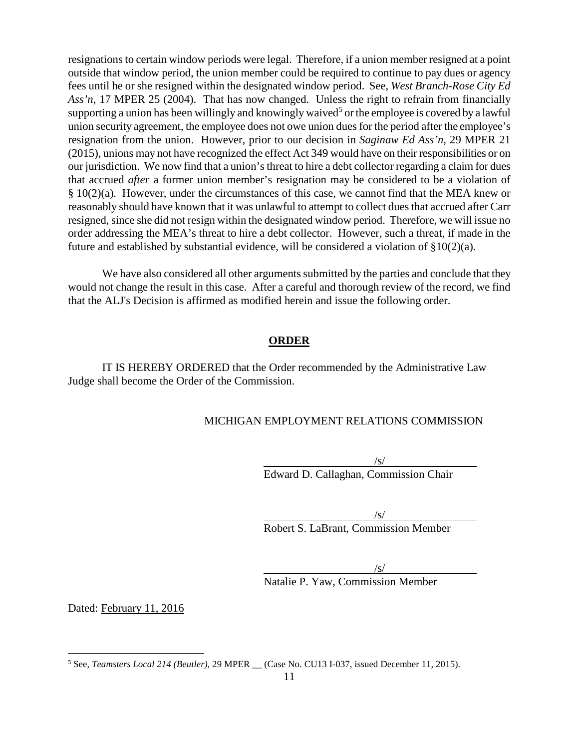resignations to certain window periods were legal. Therefore, if a union member resigned at a point outside that window period, the union member could be required to continue to pay dues or agency fees until he or she resigned within the designated window period. See, *West Branch-Rose City Ed Ass'n*, 17 MPER 25 (2004). That has now changed. Unless the right to refrain from financially supporting a union has been willingly and knowingly waived[5] or the employee is covered by a lawful union security agreement, the employee does not owe union dues for the period after the employee's resignation from the union. However, prior to our decision in *Saginaw Ed Ass'n*, 29 MPER 21 (2015), unions may not have recognized the effect Act 349 would have on their responsibilities or on our jurisdiction. We now find that a union's threat to hire a debt collector regarding a claim for dues that accrued *after* a former union member's resignation may be considered to be a violation of § 10(2)(a). However, under the circumstances of this case, we cannot find that the MEA knew or reasonably should have known that it was unlawful to attempt to collect dues that accrued after Carr resigned, since she did not resign within the designated window period. Therefore, we will issue no order addressing the MEA's threat to hire a debt collector. However, such a threat, if made in the future and established by substantial evidence, will be considered a violation of §10(2)(a).

We have also considered all other arguments submitted by the parties and conclude that they would not change the result in this case. After a careful and thorough review of the record, we find that the ALJ's Decision is affirmed as modified herein and issue the following order.

## ORDER

IT IS HEREBY ORDERED that the Order recommended by the Administrative Law Judge shall become the Order of the Commission.

MICHIGAN EMPLOYMENT RELATIONS COMMISSION

/s/
Edward D. Callaghan, Commission Chair

/s/
Robert S. LaBrant, Commission Member

/s/
Natalie P. Yaw, Commission Member

Dated: February 11, 2016

[5] See, *Teamsters Local 214 (Beutler)*, 29 MPER __ (Case No. CU13 I-037, issued December 11, 2015).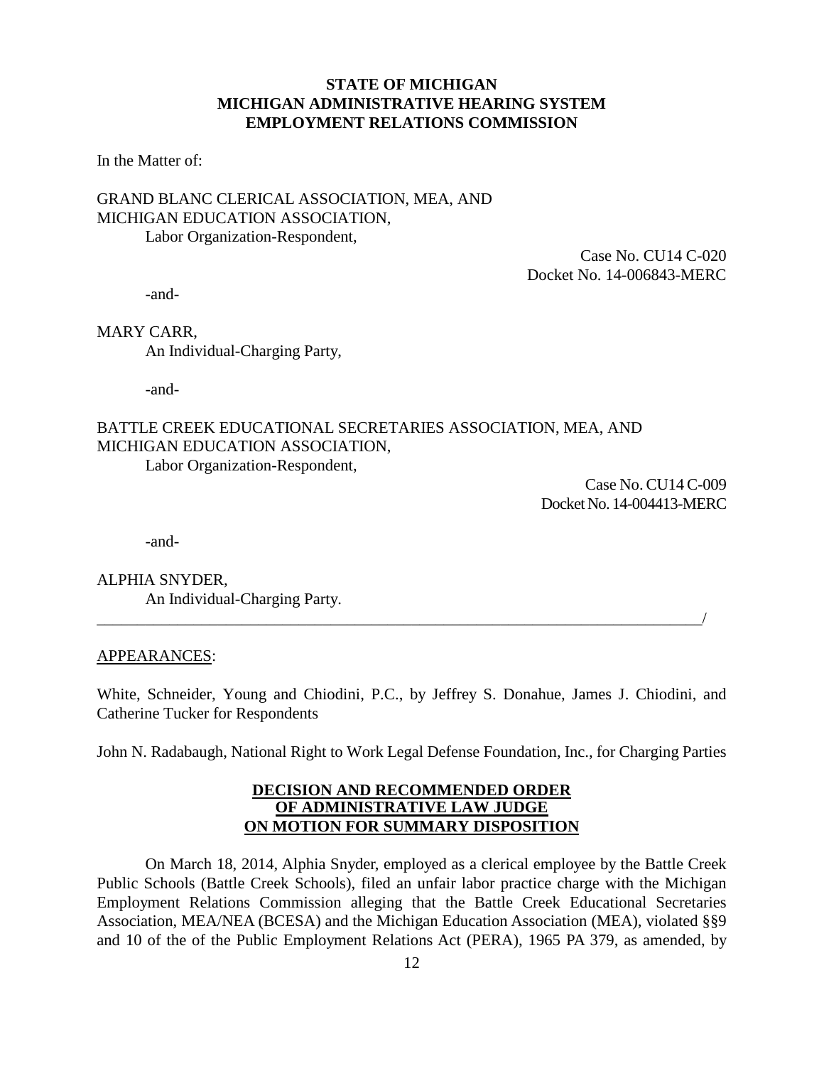**STATE OF MICHIGAN**
**MICHIGAN ADMINISTRATIVE HEARING SYSTEM**
**EMPLOYMENT RELATIONS COMMISSION**

In the Matter of:

GRAND BLANC CLERICAL ASSOCIATION, MEA, AND
MICHIGAN EDUCATION ASSOCIATION,
Labor Organization-Respondent,

Case No. CU14 C-020
Docket No. 14-006843-MERC

-and-

MARY CARR,
An Individual-Charging Party,

-and-

BATTLE CREEK EDUCATIONAL SECRETARIES ASSOCIATION, MEA, AND
MICHIGAN EDUCATION ASSOCIATION,
Labor Organization-Respondent,

Case No. CU14 C-009
Docket No. 14-004413-MERC

-and-

ALPHIA SNYDER,
An Individual-Charging Party.
_______________________________________________________________________________/

APPEARANCES:

White, Schneider, Young and Chiodini, P.C., by Jeffrey S. Donahue, James J. Chiodini, and Catherine Tucker for Respondents

John N. Radabaugh, National Right to Work Legal Defense Foundation, Inc., for Charging Parties

**DECISION AND RECOMMENDED ORDER**
**OF ADMINISTRATIVE LAW JUDGE**
**ON MOTION FOR SUMMARY DISPOSITION**

On March 18, 2014, Alphia Snyder, employed as a clerical employee by the Battle Creek Public Schools (Battle Creek Schools), filed an unfair labor practice charge with the Michigan Employment Relations Commission alleging that the Battle Creek Educational Secretaries Association, MEA/NEA (BCESA) and the Michigan Education Association (MEA), violated §§9 and 10 of the of the Public Employment Relations Act (PERA), 1965 PA 379, as amended, by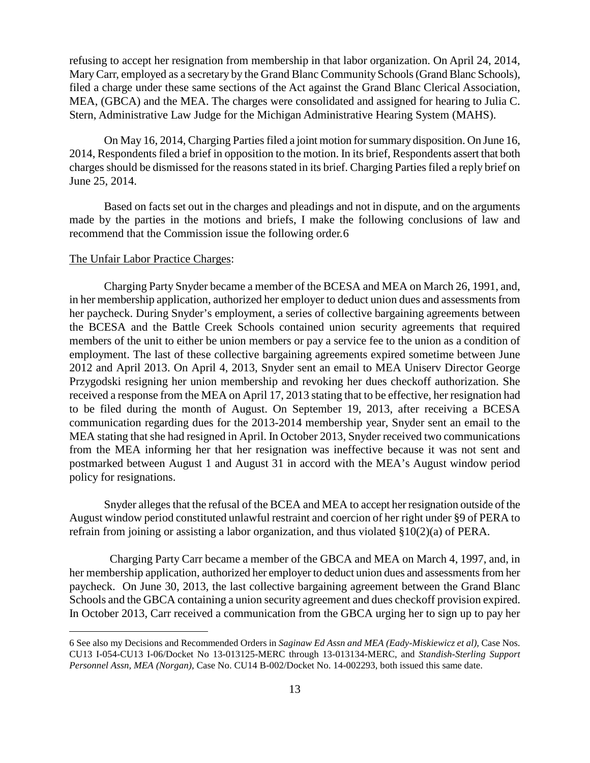refusing to accept her resignation from membership in that labor organization. On April 24, 2014, Mary Carr, employed as a secretary by the Grand Blanc Community Schools (Grand Blanc Schools), filed a charge under these same sections of the Act against the Grand Blanc Clerical Association, MEA, (GBCA) and the MEA. The charges were consolidated and assigned for hearing to Julia C. Stern, Administrative Law Judge for the Michigan Administrative Hearing System (MAHS).

On May 16, 2014, Charging Parties filed a joint motion for summary disposition. On June 16, 2014, Respondents filed a brief in opposition to the motion. In its brief, Respondents assert that both charges should be dismissed for the reasons stated in its brief. Charging Parties filed a reply brief on June 25, 2014.

Based on facts set out in the charges and pleadings and not in dispute, and on the arguments made by the parties in the motions and briefs, I make the following conclusions of law and recommend that the Commission issue the following order.[6]

The Unfair Labor Practice Charges:

Charging Party Snyder became a member of the BCESA and MEA on March 26, 1991, and, in her membership application, authorized her employer to deduct union dues and assessments from her paycheck. During Snyder's employment, a series of collective bargaining agreements between the BCESA and the Battle Creek Schools contained union security agreements that required members of the unit to either be union members or pay a service fee to the union as a condition of employment. The last of these collective bargaining agreements expired sometime between June 2012 and April 2013. On April 4, 2013, Snyder sent an email to MEA Uniserv Director George Przygodski resigning her union membership and revoking her dues checkoff authorization. She received a response from the MEA on April 17, 2013 stating that to be effective, her resignation had to be filed during the month of August. On September 19, 2013, after receiving a BCESA communication regarding dues for the 2013-2014 membership year, Snyder sent an email to the MEA stating that she had resigned in April. In October 2013, Snyder received two communications from the MEA informing her that her resignation was ineffective because it was not sent and postmarked between August 1 and August 31 in accord with the MEA's August window period policy for resignations.

Snyder alleges that the refusal of the BCEA and MEA to accept her resignation outside of the August window period constituted unlawful restraint and coercion of her right under §9 of PERA to refrain from joining or assisting a labor organization, and thus violated §10(2)(a) of PERA.

Charging Party Carr became a member of the GBCA and MEA on March 4, 1997, and, in her membership application, authorized her employer to deduct union dues and assessments from her paycheck. On June 30, 2013, the last collective bargaining agreement between the Grand Blanc Schools and the GBCA containing a union security agreement and dues checkoff provision expired. In October 2013, Carr received a communication from the GBCA urging her to sign up to pay her

---

6 See also my Decisions and Recommended Orders in *Saginaw Ed Assn and MEA (Eady-Miskiewicz et al),* Case Nos. CU13 I-054-CU13 I-06/Docket No 13-013125-MERC through 13-013134-MERC, and *Standish-Sterling Support Personnel Assn, MEA (Norgan),* Case No. CU14 B-002/Docket No. 14-002293, both issued this same date.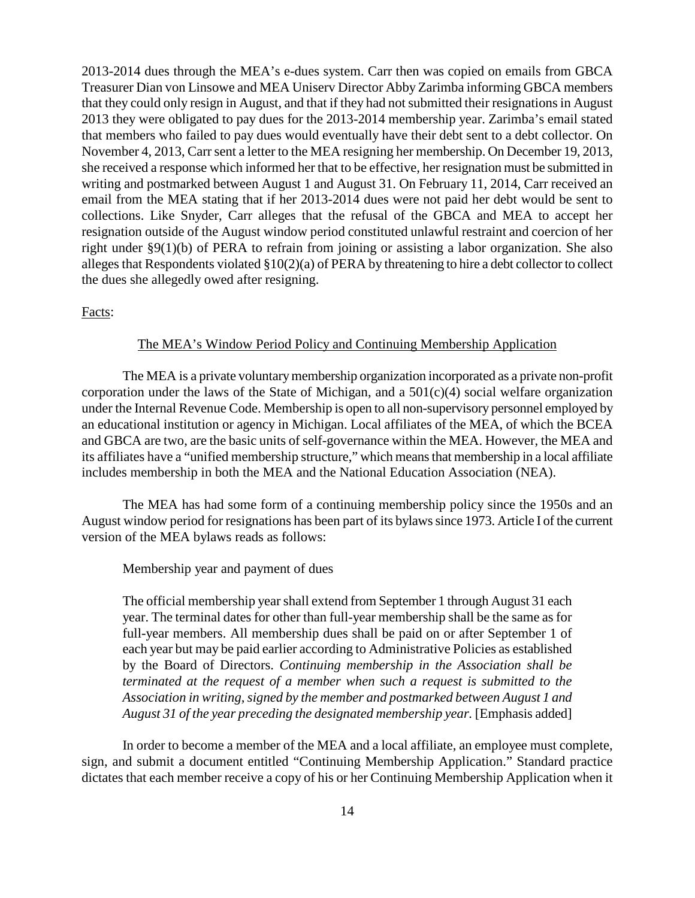2013-2014 dues through the MEA's e-dues system. Carr then was copied on emails from GBCA Treasurer Dian von Linsowe and MEA Uniserv Director Abby Zarimba informing GBCA members that they could only resign in August, and that if they had not submitted their resignations in August 2013 they were obligated to pay dues for the 2013-2014 membership year. Zarimba's email stated that members who failed to pay dues would eventually have their debt sent to a debt collector. On November 4, 2013, Carr sent a letter to the MEA resigning her membership. On December 19, 2013, she received a response which informed her that to be effective, her resignation must be submitted in writing and postmarked between August 1 and August 31. On February 11, 2014, Carr received an email from the MEA stating that if her 2013-2014 dues were not paid her debt would be sent to collections. Like Snyder, Carr alleges that the refusal of the GBCA and MEA to accept her resignation outside of the August window period constituted unlawful restraint and coercion of her right under §9(1)(b) of PERA to refrain from joining or assisting a labor organization. She also alleges that Respondents violated §10(2)(a) of PERA by threatening to hire a debt collector to collect the dues she allegedly owed after resigning.

Facts:

The MEA's Window Period Policy and Continuing Membership Application

The MEA is a private voluntary membership organization incorporated as a private non-profit corporation under the laws of the State of Michigan, and a 501(c)(4) social welfare organization under the Internal Revenue Code. Membership is open to all non-supervisory personnel employed by an educational institution or agency in Michigan. Local affiliates of the MEA, of which the BCEA and GBCA are two, are the basic units of self-governance within the MEA. However, the MEA and its affiliates have a "unified membership structure," which means that membership in a local affiliate includes membership in both the MEA and the National Education Association (NEA).

The MEA has had some form of a continuing membership policy since the 1950s and an August window period for resignations has been part of its bylaws since 1973. Article I of the current version of the MEA bylaws reads as follows:

> Membership year and payment of dues
>
> The official membership year shall extend from September 1 through August 31 each year. The terminal dates for other than full-year membership shall be the same as for full-year members. All membership dues shall be paid on or after September 1 of each year but may be paid earlier according to Administrative Policies as established by the Board of Directors. *Continuing membership in the Association shall be terminated at the request of a member when such a request is submitted to the Association in writing, signed by the member and postmarked between August 1 and August 31 of the year preceding the designated membership year.* [Emphasis added]

In order to become a member of the MEA and a local affiliate, an employee must complete, sign, and submit a document entitled "Continuing Membership Application." Standard practice dictates that each member receive a copy of his or her Continuing Membership Application when it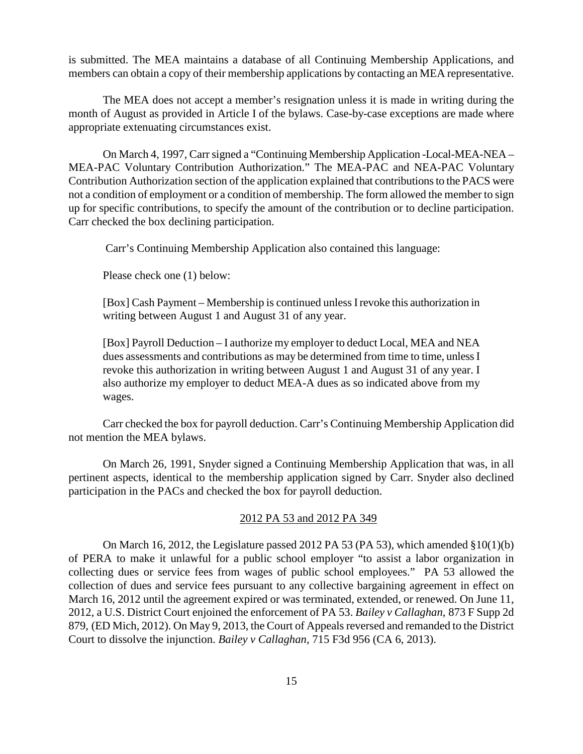is submitted. The MEA maintains a database of all Continuing Membership Applications, and members can obtain a copy of their membership applications by contacting an MEA representative.

The MEA does not accept a member's resignation unless it is made in writing during the month of August as provided in Article I of the bylaws. Case-by-case exceptions are made where appropriate extenuating circumstances exist.

On March 4, 1997, Carr signed a "Continuing Membership Application -Local-MEA-NEA – MEA-PAC Voluntary Contribution Authorization." The MEA-PAC and NEA-PAC Voluntary Contribution Authorization section of the application explained that contributions to the PACS were not a condition of employment or a condition of membership. The form allowed the member to sign up for specific contributions, to specify the amount of the contribution or to decline participation. Carr checked the box declining participation.

Carr's Continuing Membership Application also contained this language:

> Please check one (1) below:
>
> [Box] Cash Payment – Membership is continued unless I revoke this authorization in writing between August 1 and August 31 of any year.
>
> [Box] Payroll Deduction – I authorize my employer to deduct Local, MEA and NEA dues assessments and contributions as may be determined from time to time, unless I revoke this authorization in writing between August 1 and August 31 of any year. I also authorize my employer to deduct MEA-A dues as so indicated above from my wages.

Carr checked the box for payroll deduction. Carr's Continuing Membership Application did not mention the MEA bylaws.

On March 26, 1991, Snyder signed a Continuing Membership Application that was, in all pertinent aspects, identical to the membership application signed by Carr. Snyder also declined participation in the PACs and checked the box for payroll deduction.

## 2012 PA 53 and 2012 PA 349

On March 16, 2012, the Legislature passed 2012 PA 53 (PA 53), which amended §10(1)(b) of PERA to make it unlawful for a public school employer "to assist a labor organization in collecting dues or service fees from wages of public school employees." PA 53 allowed the collection of dues and service fees pursuant to any collective bargaining agreement in effect on March 16, 2012 until the agreement expired or was terminated, extended, or renewed. On June 11, 2012, a U.S. District Court enjoined the enforcement of PA 53. *Bailey v Callaghan*, 873 F Supp 2d 879, (ED Mich, 2012). On May 9, 2013, the Court of Appeals reversed and remanded to the District Court to dissolve the injunction. *Bailey v Callaghan*, 715 F3d 956 (CA 6, 2013).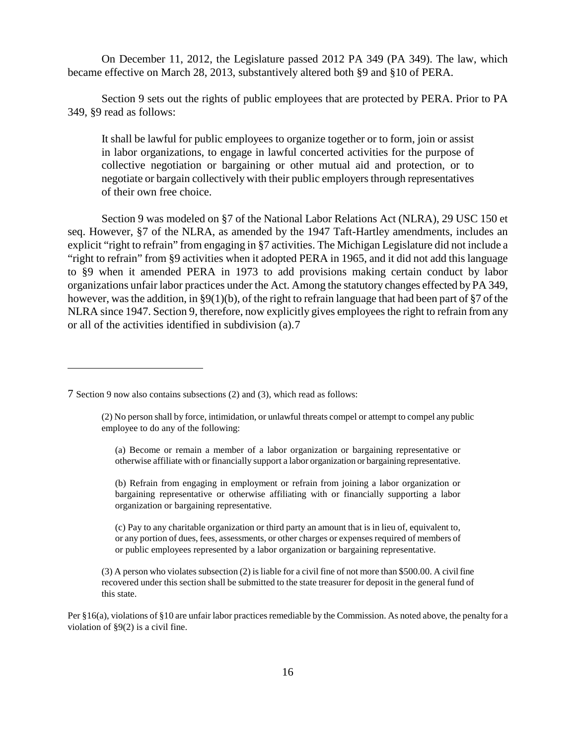On December 11, 2012, the Legislature passed 2012 PA 349 (PA 349). The law, which became effective on March 28, 2013, substantively altered both §9 and §10 of PERA.

Section 9 sets out the rights of public employees that are protected by PERA. Prior to PA 349, §9 read as follows:

> It shall be lawful for public employees to organize together or to form, join or assist in labor organizations, to engage in lawful concerted activities for the purpose of collective negotiation or bargaining or other mutual aid and protection, or to negotiate or bargain collectively with their public employers through representatives of their own free choice.

Section 9 was modeled on §7 of the National Labor Relations Act (NLRA), 29 USC 150 et seq. However, §7 of the NLRA, as amended by the 1947 Taft-Hartley amendments, includes an explicit "right to refrain" from engaging in §7 activities. The Michigan Legislature did not include a "right to refrain" from §9 activities when it adopted PERA in 1965, and it did not add this language to §9 when it amended PERA in 1973 to add provisions making certain conduct by labor organizations unfair labor practices under the Act. Among the statutory changes effected by PA 349, however, was the addition, in §9(1)(b), of the right to refrain language that had been part of §7 of the NLRA since 1947. Section 9, therefore, now explicitly gives employees the right to refrain from any or all of the activities identified in subdivision (a).[7]

---

[7] Section 9 now also contains subsections (2) and (3), which read as follows:

> (2) No person shall by force, intimidation, or unlawful threats compel or attempt to compel any public employee to do any of the following:
>
> > (a) Become or remain a member of a labor organization or bargaining representative or otherwise affiliate with or financially support a labor organization or bargaining representative.
> >
> > (b) Refrain from engaging in employment or refrain from joining a labor organization or bargaining representative or otherwise affiliating with or financially supporting a labor organization or bargaining representative.
> >
> > (c) Pay to any charitable organization or third party an amount that is in lieu of, equivalent to, or any portion of dues, fees, assessments, or other charges or expenses required of members of or public employees represented by a labor organization or bargaining representative.
>
> (3) A person who violates subsection (2) is liable for a civil fine of not more than $500.00. A civil fine recovered under this section shall be submitted to the state treasurer for deposit in the general fund of this state.

Per §16(a), violations of §10 are unfair labor practices remediable by the Commission. As noted above, the penalty for a violation of §9(2) is a civil fine.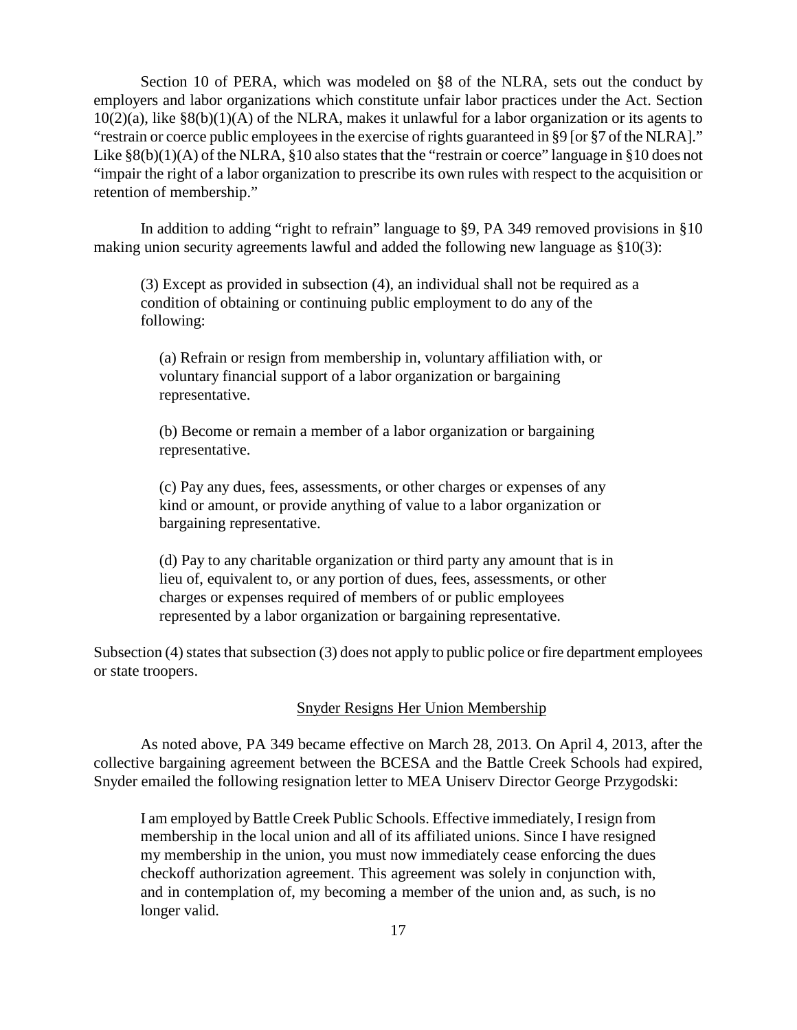Section 10 of PERA, which was modeled on §8 of the NLRA, sets out the conduct by employers and labor organizations which constitute unfair labor practices under the Act. Section 10(2)(a), like §8(b)(1)(A) of the NLRA, makes it unlawful for a labor organization or its agents to "restrain or coerce public employees in the exercise of rights guaranteed in §9 [or §7 of the NLRA]." Like §8(b)(1)(A) of the NLRA, §10 also states that the "restrain or coerce" language in §10 does not "impair the right of a labor organization to prescribe its own rules with respect to the acquisition or retention of membership."

In addition to adding "right to refrain" language to §9, PA 349 removed provisions in §10 making union security agreements lawful and added the following new language as §10(3):

> (3) Except as provided in subsection (4), an individual shall not be required as a condition of obtaining or continuing public employment to do any of the following:
>
> (a) Refrain or resign from membership in, voluntary affiliation with, or voluntary financial support of a labor organization or bargaining representative.
>
> (b) Become or remain a member of a labor organization or bargaining representative.
>
> (c) Pay any dues, fees, assessments, or other charges or expenses of any kind or amount, or provide anything of value to a labor organization or bargaining representative.
>
> (d) Pay to any charitable organization or third party any amount that is in lieu of, equivalent to, or any portion of dues, fees, assessments, or other charges or expenses required of members of or public employees represented by a labor organization or bargaining representative.

Subsection (4) states that subsection (3) does not apply to public police or fire department employees or state troopers.

<u>Snyder Resigns Her Union Membership</u>

As noted above, PA 349 became effective on March 28, 2013. On April 4, 2013, after the collective bargaining agreement between the BCESA and the Battle Creek Schools had expired, Snyder emailed the following resignation letter to MEA Uniserv Director George Przygodski:

> I am employed by Battle Creek Public Schools. Effective immediately, I resign from membership in the local union and all of its affiliated unions. Since I have resigned my membership in the union, you must now immediately cease enforcing the dues checkoff authorization agreement. This agreement was solely in conjunction with, and in contemplation of, my becoming a member of the union and, as such, is no longer valid.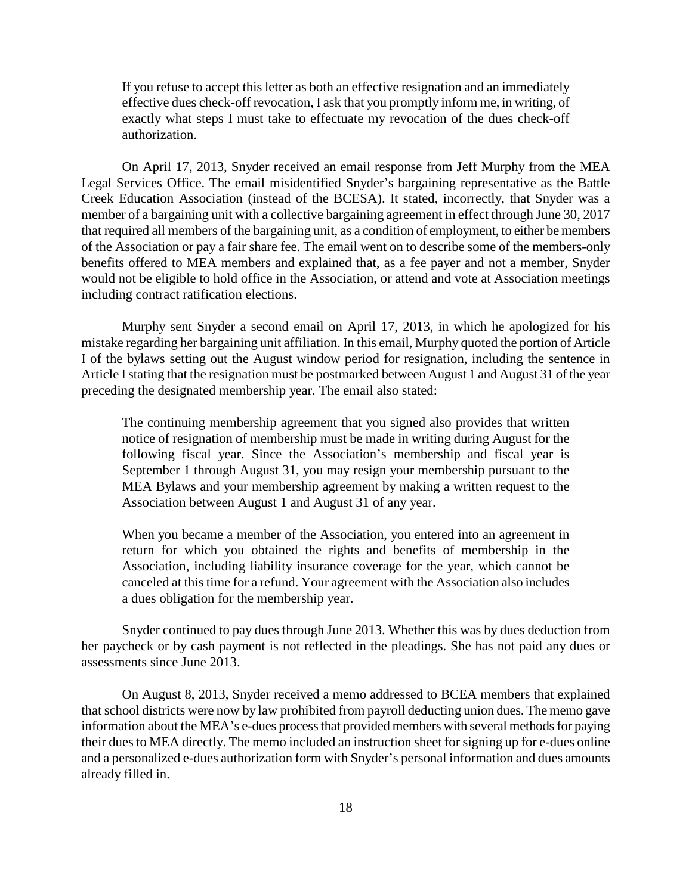> If you refuse to accept this letter as both an effective resignation and an immediately effective dues check-off revocation, I ask that you promptly inform me, in writing, of exactly what steps I must take to effectuate my revocation of the dues check-off authorization.

On April 17, 2013, Snyder received an email response from Jeff Murphy from the MEA Legal Services Office. The email misidentified Snyder's bargaining representative as the Battle Creek Education Association (instead of the BCESA). It stated, incorrectly, that Snyder was a member of a bargaining unit with a collective bargaining agreement in effect through June 30, 2017 that required all members of the bargaining unit, as a condition of employment, to either be members of the Association or pay a fair share fee. The email went on to describe some of the members-only benefits offered to MEA members and explained that, as a fee payer and not a member, Snyder would not be eligible to hold office in the Association, or attend and vote at Association meetings including contract ratification elections.

Murphy sent Snyder a second email on April 17, 2013, in which he apologized for his mistake regarding her bargaining unit affiliation. In this email, Murphy quoted the portion of Article I of the bylaws setting out the August window period for resignation, including the sentence in Article I stating that the resignation must be postmarked between August 1 and August 31 of the year preceding the designated membership year. The email also stated:

> The continuing membership agreement that you signed also provides that written notice of resignation of membership must be made in writing during August for the following fiscal year. Since the Association's membership and fiscal year is September 1 through August 31, you may resign your membership pursuant to the MEA Bylaws and your membership agreement by making a written request to the Association between August 1 and August 31 of any year.
>
> When you became a member of the Association, you entered into an agreement in return for which you obtained the rights and benefits of membership in the Association, including liability insurance coverage for the year, which cannot be canceled at this time for a refund. Your agreement with the Association also includes a dues obligation for the membership year.

Snyder continued to pay dues through June 2013. Whether this was by dues deduction from her paycheck or by cash payment is not reflected in the pleadings. She has not paid any dues or assessments since June 2013.

On August 8, 2013, Snyder received a memo addressed to BCEA members that explained that school districts were now by law prohibited from payroll deducting union dues. The memo gave information about the MEA's e-dues process that provided members with several methods for paying their dues to MEA directly. The memo included an instruction sheet for signing up for e-dues online and a personalized e-dues authorization form with Snyder's personal information and dues amounts already filled in.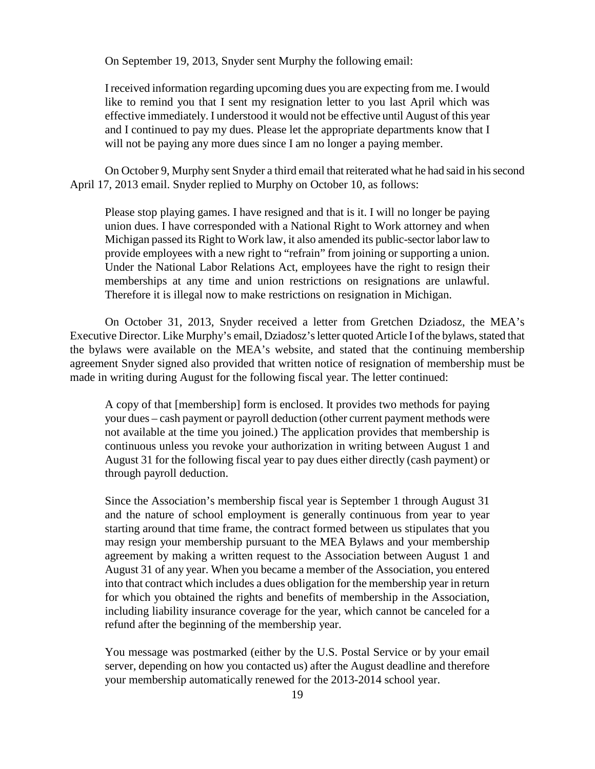On September 19, 2013, Snyder sent Murphy the following email:

> I received information regarding upcoming dues you are expecting from me. I would like to remind you that I sent my resignation letter to you last April which was effective immediately. I understood it would not be effective until August of this year and I continued to pay my dues. Please let the appropriate departments know that I will not be paying any more dues since I am no longer a paying member.

On October 9, Murphy sent Snyder a third email that reiterated what he had said in his second April 17, 2013 email. Snyder replied to Murphy on October 10, as follows:

> Please stop playing games. I have resigned and that is it. I will no longer be paying union dues. I have corresponded with a National Right to Work attorney and when Michigan passed its Right to Work law, it also amended its public-sector labor law to provide employees with a new right to "refrain" from joining or supporting a union. Under the National Labor Relations Act, employees have the right to resign their memberships at any time and union restrictions on resignations are unlawful. Therefore it is illegal now to make restrictions on resignation in Michigan.

On October 31, 2013, Snyder received a letter from Gretchen Dziadosz, the MEA's Executive Director. Like Murphy's email, Dziadosz's letter quoted Article I of the bylaws, stated that the bylaws were available on the MEA's website, and stated that the continuing membership agreement Snyder signed also provided that written notice of resignation of membership must be made in writing during August for the following fiscal year. The letter continued:

> A copy of that [membership] form is enclosed. It provides two methods for paying your dues – cash payment or payroll deduction (other current payment methods were not available at the time you joined.) The application provides that membership is continuous unless you revoke your authorization in writing between August 1 and August 31 for the following fiscal year to pay dues either directly (cash payment) or through payroll deduction.
>
> Since the Association's membership fiscal year is September 1 through August 31 and the nature of school employment is generally continuous from year to year starting around that time frame, the contract formed between us stipulates that you may resign your membership pursuant to the MEA Bylaws and your membership agreement by making a written request to the Association between August 1 and August 31 of any year. When you became a member of the Association, you entered into that contract which includes a dues obligation for the membership year in return for which you obtained the rights and benefits of membership in the Association, including liability insurance coverage for the year, which cannot be canceled for a refund after the beginning of the membership year.
>
> You message was postmarked (either by the U.S. Postal Service or by your email server, depending on how you contacted us) after the August deadline and therefore your membership automatically renewed for the 2013-2014 school year.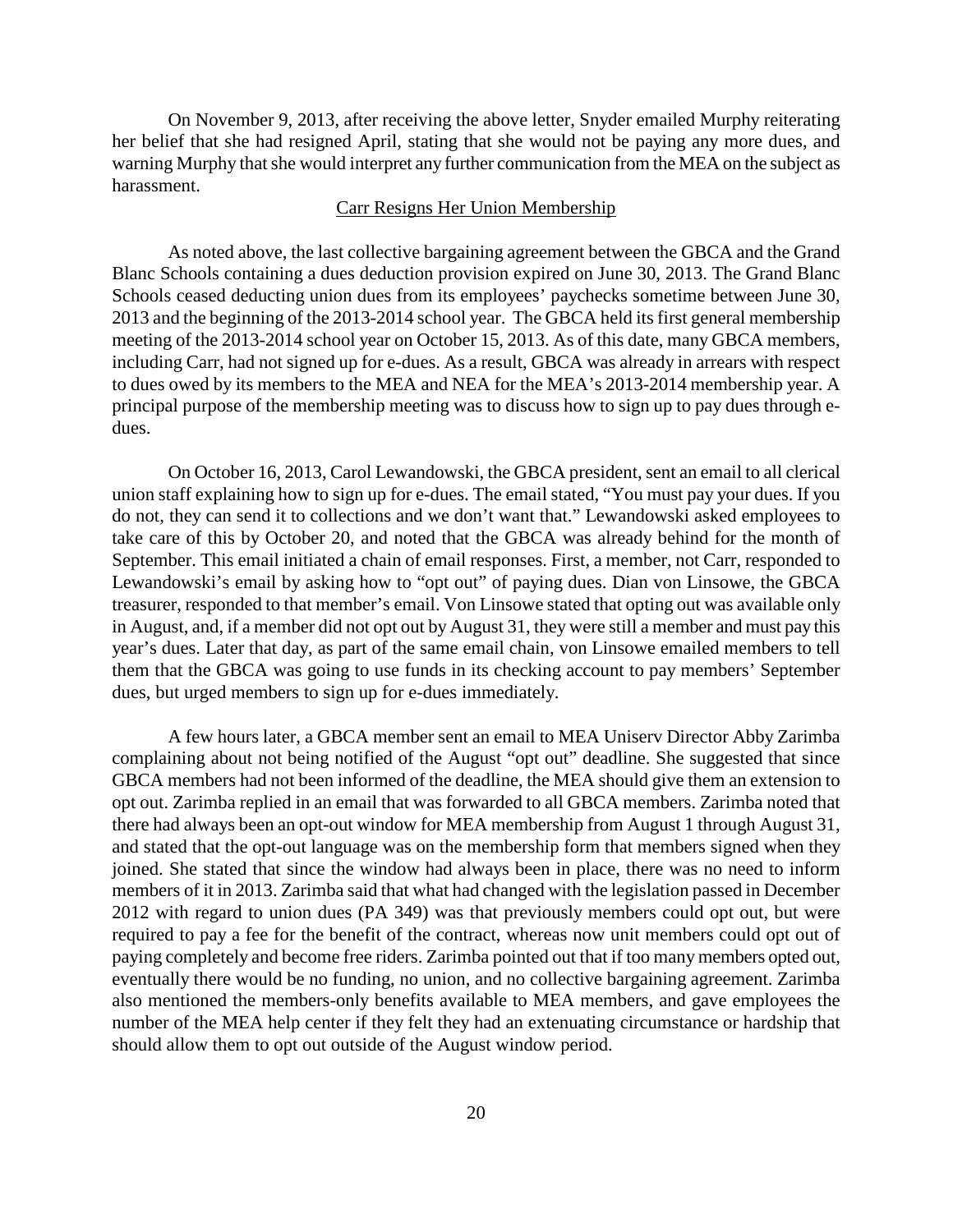On November 9, 2013, after receiving the above letter, Snyder emailed Murphy reiterating her belief that she had resigned April, stating that she would not be paying any more dues, and warning Murphy that she would interpret any further communication from the MEA on the subject as harassment.

Carr Resigns Her Union Membership

As noted above, the last collective bargaining agreement between the GBCA and the Grand Blanc Schools containing a dues deduction provision expired on June 30, 2013. The Grand Blanc Schools ceased deducting union dues from its employees' paychecks sometime between June 30, 2013 and the beginning of the 2013-2014 school year. The GBCA held its first general membership meeting of the 2013-2014 school year on October 15, 2013. As of this date, many GBCA members, including Carr, had not signed up for e-dues. As a result, GBCA was already in arrears with respect to dues owed by its members to the MEA and NEA for the MEA's 2013-2014 membership year. A principal purpose of the membership meeting was to discuss how to sign up to pay dues through e-dues.

On October 16, 2013, Carol Lewandowski, the GBCA president, sent an email to all clerical union staff explaining how to sign up for e-dues. The email stated, "You must pay your dues. If you do not, they can send it to collections and we don't want that." Lewandowski asked employees to take care of this by October 20, and noted that the GBCA was already behind for the month of September. This email initiated a chain of email responses. First, a member, not Carr, responded to Lewandowski's email by asking how to "opt out" of paying dues. Dian von Linsowe, the GBCA treasurer, responded to that member's email. Von Linsowe stated that opting out was available only in August, and, if a member did not opt out by August 31, they were still a member and must pay this year's dues. Later that day, as part of the same email chain, von Linsowe emailed members to tell them that the GBCA was going to use funds in its checking account to pay members' September dues, but urged members to sign up for e-dues immediately.

A few hours later, a GBCA member sent an email to MEA Uniserv Director Abby Zarimba complaining about not being notified of the August "opt out" deadline. She suggested that since GBCA members had not been informed of the deadline, the MEA should give them an extension to opt out. Zarimba replied in an email that was forwarded to all GBCA members. Zarimba noted that there had always been an opt-out window for MEA membership from August 1 through August 31, and stated that the opt-out language was on the membership form that members signed when they joined. She stated that since the window had always been in place, there was no need to inform members of it in 2013. Zarimba said that what had changed with the legislation passed in December 2012 with regard to union dues (PA 349) was that previously members could opt out, but were required to pay a fee for the benefit of the contract, whereas now unit members could opt out of paying completely and become free riders. Zarimba pointed out that if too many members opted out, eventually there would be no funding, no union, and no collective bargaining agreement. Zarimba also mentioned the members-only benefits available to MEA members, and gave employees the number of the MEA help center if they felt they had an extenuating circumstance or hardship that should allow them to opt out outside of the August window period.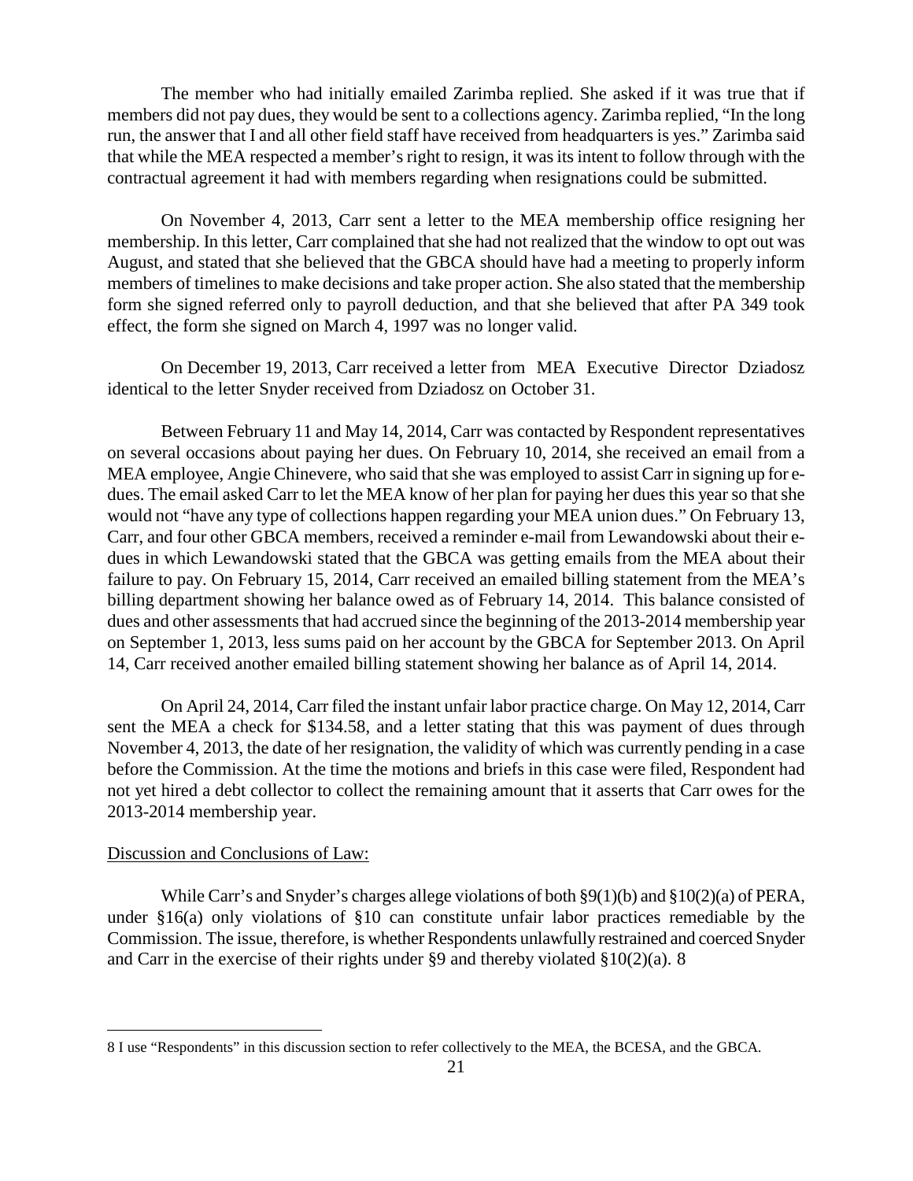The member who had initially emailed Zarimba replied. She asked if it was true that if members did not pay dues, they would be sent to a collections agency. Zarimba replied, "In the long run, the answer that I and all other field staff have received from headquarters is yes." Zarimba said that while the MEA respected a member's right to resign, it was its intent to follow through with the contractual agreement it had with members regarding when resignations could be submitted.

On November 4, 2013, Carr sent a letter to the MEA membership office resigning her membership. In this letter, Carr complained that she had not realized that the window to opt out was August, and stated that she believed that the GBCA should have had a meeting to properly inform members of timelines to make decisions and take proper action. She also stated that the membership form she signed referred only to payroll deduction, and that she believed that after PA 349 took effect, the form she signed on March 4, 1997 was no longer valid.

On December 19, 2013, Carr received a letter from MEA Executive Director Dziadosz identical to the letter Snyder received from Dziadosz on October 31.

Between February 11 and May 14, 2014, Carr was contacted by Respondent representatives on several occasions about paying her dues. On February 10, 2014, she received an email from a MEA employee, Angie Chinevere, who said that she was employed to assist Carr in signing up for e-dues. The email asked Carr to let the MEA know of her plan for paying her dues this year so that she would not "have any type of collections happen regarding your MEA union dues." On February 13, Carr, and four other GBCA members, received a reminder e-mail from Lewandowski about their e-dues in which Lewandowski stated that the GBCA was getting emails from the MEA about their failure to pay. On February 15, 2014, Carr received an emailed billing statement from the MEA's billing department showing her balance owed as of February 14, 2014. This balance consisted of dues and other assessments that had accrued since the beginning of the 2013-2014 membership year on September 1, 2013, less sums paid on her account by the GBCA for September 2013. On April 14, Carr received another emailed billing statement showing her balance as of April 14, 2014.

On April 24, 2014, Carr filed the instant unfair labor practice charge. On May 12, 2014, Carr sent the MEA a check for $134.58, and a letter stating that this was payment of dues through November 4, 2013, the date of her resignation, the validity of which was currently pending in a case before the Commission. At the time the motions and briefs in this case were filed, Respondent had not yet hired a debt collector to collect the remaining amount that it asserts that Carr owes for the 2013-2014 membership year.

Discussion and Conclusions of Law:

While Carr's and Snyder's charges allege violations of both §9(1)(b) and §10(2)(a) of PERA, under §16(a) only violations of §10 can constitute unfair labor practices remediable by the Commission. The issue, therefore, is whether Respondents unlawfully restrained and coerced Snyder and Carr in the exercise of their rights under §9 and thereby violated §10(2)(a). [8]

[8] I use "Respondents" in this discussion section to refer collectively to the MEA, the BCESA, and the GBCA.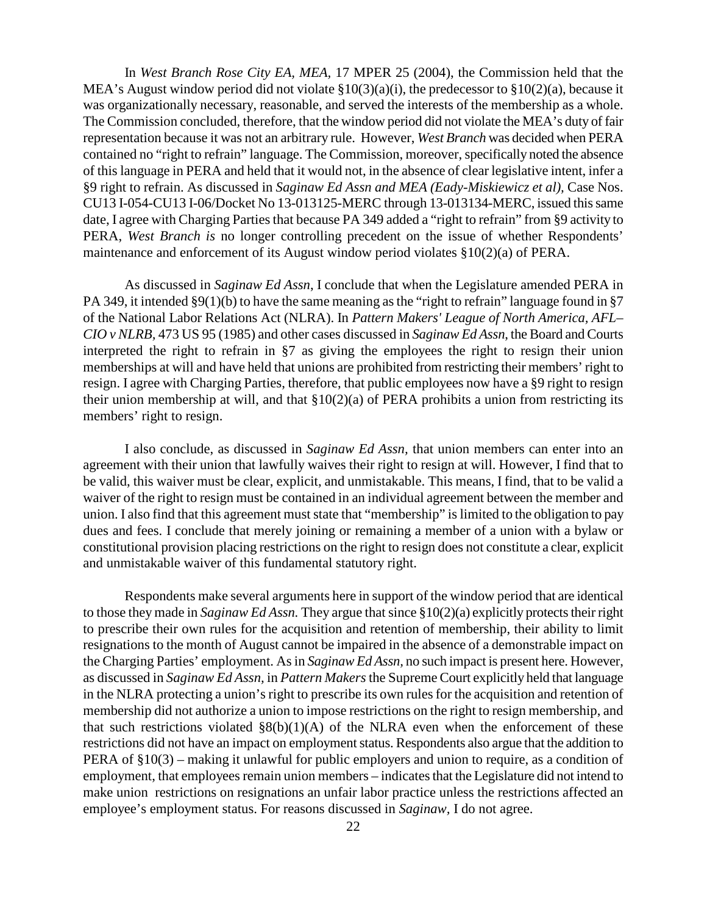In *West Branch Rose City EA, MEA,* 17 MPER 25 (2004), the Commission held that the MEA's August window period did not violate §10(3)(a)(i), the predecessor to §10(2)(a), because it was organizationally necessary, reasonable, and served the interests of the membership as a whole. The Commission concluded, therefore, that the window period did not violate the MEA's duty of fair representation because it was not an arbitrary rule. However, *West Branch* was decided when PERA contained no "right to refrain" language. The Commission, moreover, specifically noted the absence of this language in PERA and held that it would not, in the absence of clear legislative intent, infer a §9 right to refrain. As discussed in *Saginaw Ed Assn and MEA (Eady-Miskiewicz et al),* Case Nos. CU13 I-054-CU13 I-06/Docket No 13-013125-MERC through 13-013134-MERC, issued this same date, I agree with Charging Parties that because PA 349 added a "right to refrain" from §9 activity to PERA, *West Branch is* no longer controlling precedent on the issue of whether Respondents' maintenance and enforcement of its August window period violates §10(2)(a) of PERA.

As discussed in *Saginaw Ed Assn*, I conclude that when the Legislature amended PERA in PA 349, it intended §9(1)(b) to have the same meaning as the "right to refrain" language found in §7 of the National Labor Relations Act (NLRA). In *Pattern Makers' League of North America, AFL–CIO v NLRB,* 473 US 95 (1985) and other cases discussed in *Saginaw Ed Assn*, the Board and Courts interpreted the right to refrain in §7 as giving the employees the right to resign their union memberships at will and have held that unions are prohibited from restricting their members' right to resign. I agree with Charging Parties, therefore, that public employees now have a §9 right to resign their union membership at will, and that §10(2)(a) of PERA prohibits a union from restricting its members' right to resign.

I also conclude, as discussed in *Saginaw Ed Assn,* that union members can enter into an agreement with their union that lawfully waives their right to resign at will. However, I find that to be valid, this waiver must be clear, explicit, and unmistakable. This means, I find, that to be valid a waiver of the right to resign must be contained in an individual agreement between the member and union. I also find that this agreement must state that "membership" is limited to the obligation to pay dues and fees. I conclude that merely joining or remaining a member of a union with a bylaw or constitutional provision placing restrictions on the right to resign does not constitute a clear, explicit and unmistakable waiver of this fundamental statutory right.

Respondents make several arguments here in support of the window period that are identical to those they made in *Saginaw Ed Assn.* They argue that since §10(2)(a) explicitly protects their right to prescribe their own rules for the acquisition and retention of membership, their ability to limit resignations to the month of August cannot be impaired in the absence of a demonstrable impact on the Charging Parties' employment. As in *Saginaw Ed Assn,* no such impact is present here. However, as discussed in *Saginaw Ed Assn,* in *Pattern Makers* the Supreme Court explicitly held that language in the NLRA protecting a union's right to prescribe its own rules for the acquisition and retention of membership did not authorize a union to impose restrictions on the right to resign membership, and that such restrictions violated §8(b)(1)(A) of the NLRA even when the enforcement of these restrictions did not have an impact on employment status. Respondents also argue that the addition to PERA of §10(3) – making it unlawful for public employers and union to require, as a condition of employment, that employees remain union members – indicates that the Legislature did not intend to make union restrictions on resignations an unfair labor practice unless the restrictions affected an employee's employment status. For reasons discussed in *Saginaw,* I do not agree.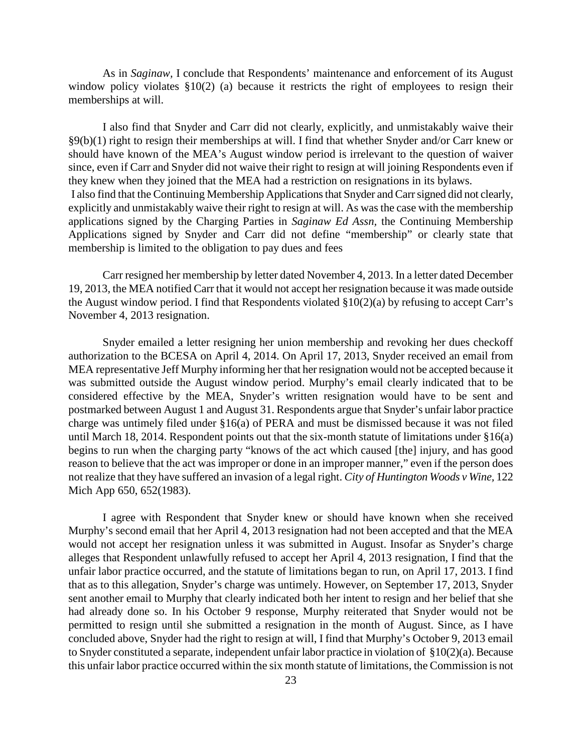As in *Saginaw*, I conclude that Respondents' maintenance and enforcement of its August window policy violates §10(2) (a) because it restricts the right of employees to resign their memberships at will.

I also find that Snyder and Carr did not clearly, explicitly, and unmistakably waive their §9(b)(1) right to resign their memberships at will. I find that whether Snyder and/or Carr knew or should have known of the MEA's August window period is irrelevant to the question of waiver since, even if Carr and Snyder did not waive their right to resign at will joining Respondents even if they knew when they joined that the MEA had a restriction on resignations in its bylaws.

I also find that the Continuing Membership Applications that Snyder and Carr signed did not clearly, explicitly and unmistakably waive their right to resign at will. As was the case with the membership applications signed by the Charging Parties in *Saginaw Ed Assn*, the Continuing Membership Applications signed by Snyder and Carr did not define "membership" or clearly state that membership is limited to the obligation to pay dues and fees

Carr resigned her membership by letter dated November 4, 2013. In a letter dated December 19, 2013, the MEA notified Carr that it would not accept her resignation because it was made outside the August window period. I find that Respondents violated §10(2)(a) by refusing to accept Carr's November 4, 2013 resignation.

Snyder emailed a letter resigning her union membership and revoking her dues checkoff authorization to the BCESA on April 4, 2014. On April 17, 2013, Snyder received an email from MEA representative Jeff Murphy informing her that her resignation would not be accepted because it was submitted outside the August window period. Murphy's email clearly indicated that to be considered effective by the MEA, Snyder's written resignation would have to be sent and postmarked between August 1 and August 31. Respondents argue that Snyder's unfair labor practice charge was untimely filed under §16(a) of PERA and must be dismissed because it was not filed until March 18, 2014. Respondent points out that the six-month statute of limitations under §16(a) begins to run when the charging party "knows of the act which caused [the] injury, and has good reason to believe that the act was improper or done in an improper manner," even if the person does not realize that they have suffered an invasion of a legal right. *City of Huntington Woods v Wine*, 122 Mich App 650, 652(1983).

I agree with Respondent that Snyder knew or should have known when she received Murphy's second email that her April 4, 2013 resignation had not been accepted and that the MEA would not accept her resignation unless it was submitted in August. Insofar as Snyder's charge alleges that Respondent unlawfully refused to accept her April 4, 2013 resignation, I find that the unfair labor practice occurred, and the statute of limitations began to run, on April 17, 2013. I find that as to this allegation, Snyder's charge was untimely. However, on September 17, 2013, Snyder sent another email to Murphy that clearly indicated both her intent to resign and her belief that she had already done so. In his October 9 response, Murphy reiterated that Snyder would not be permitted to resign until she submitted a resignation in the month of August. Since, as I have concluded above, Snyder had the right to resign at will, I find that Murphy's October 9, 2013 email to Snyder constituted a separate, independent unfair labor practice in violation of §10(2)(a). Because this unfair labor practice occurred within the six month statute of limitations, the Commission is not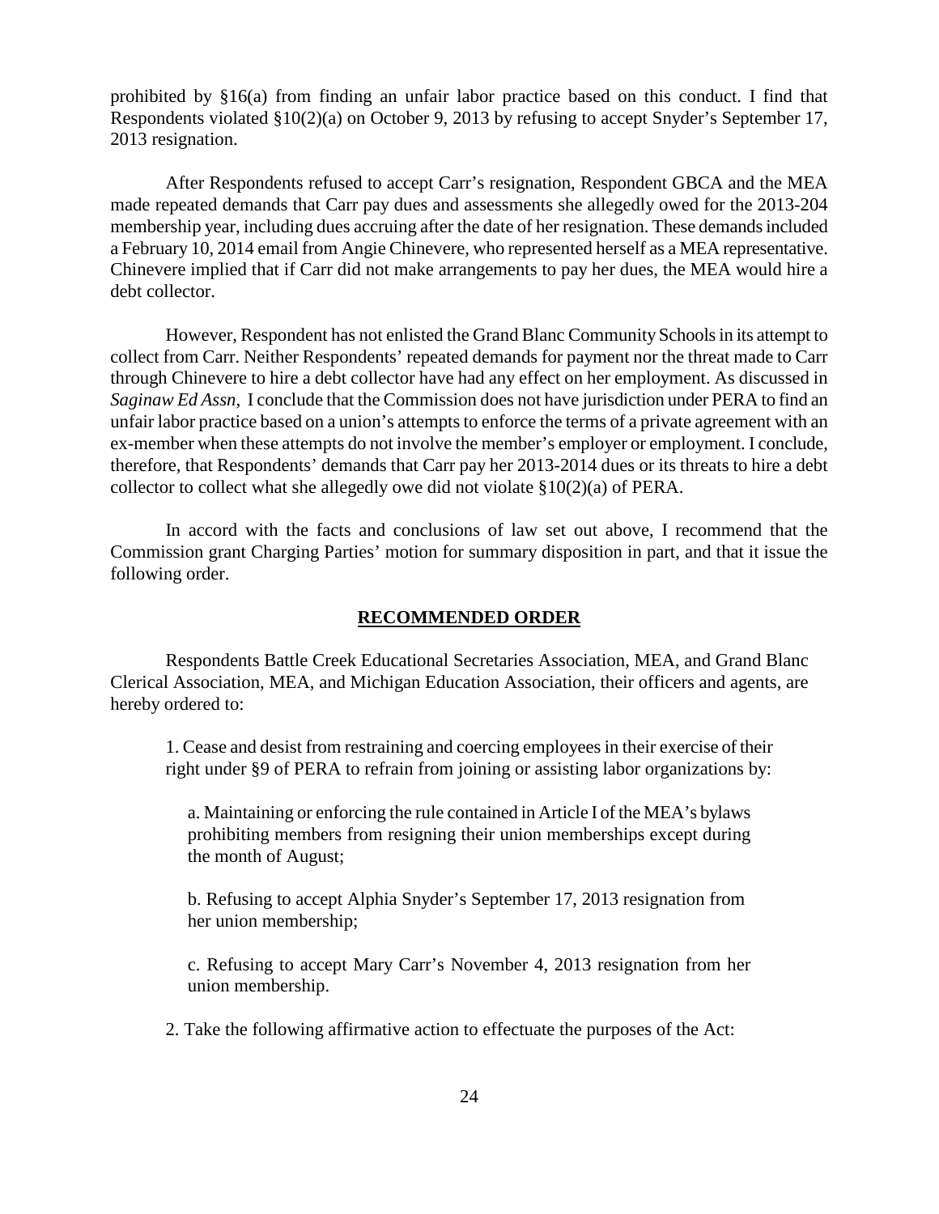prohibited by §16(a) from finding an unfair labor practice based on this conduct. I find that Respondents violated §10(2)(a) on October 9, 2013 by refusing to accept Snyder's September 17, 2013 resignation.

After Respondents refused to accept Carr's resignation, Respondent GBCA and the MEA made repeated demands that Carr pay dues and assessments she allegedly owed for the 2013-204 membership year, including dues accruing after the date of her resignation. These demands included a February 10, 2014 email from Angie Chinevere, who represented herself as a MEA representative. Chinevere implied that if Carr did not make arrangements to pay her dues, the MEA would hire a debt collector.

However, Respondent has not enlisted the Grand Blanc Community Schools in its attempt to collect from Carr. Neither Respondents' repeated demands for payment nor the threat made to Carr through Chinevere to hire a debt collector have had any effect on her employment. As discussed in *Saginaw Ed Assn,* I conclude that the Commission does not have jurisdiction under PERA to find an unfair labor practice based on a union's attempts to enforce the terms of a private agreement with an ex-member when these attempts do not involve the member's employer or employment. I conclude, therefore, that Respondents' demands that Carr pay her 2013-2014 dues or its threats to hire a debt collector to collect what she allegedly owe did not violate §10(2)(a) of PERA.

In accord with the facts and conclusions of law set out above, I recommend that the Commission grant Charging Parties' motion for summary disposition in part, and that it issue the following order.

## RECOMMENDED ORDER

Respondents Battle Creek Educational Secretaries Association, MEA, and Grand Blanc Clerical Association, MEA, and Michigan Education Association, their officers and agents, are hereby ordered to:

1. Cease and desist from restraining and coercing employees in their exercise of their right under §9 of PERA to refrain from joining or assisting labor organizations by:

   a. Maintaining or enforcing the rule contained in Article I of the MEA's bylaws prohibiting members from resigning their union memberships except during the month of August;

   b. Refusing to accept Alphia Snyder's September 17, 2013 resignation from her union membership;

   c. Refusing to accept Mary Carr's November 4, 2013 resignation from her union membership.

2. Take the following affirmative action to effectuate the purposes of the Act: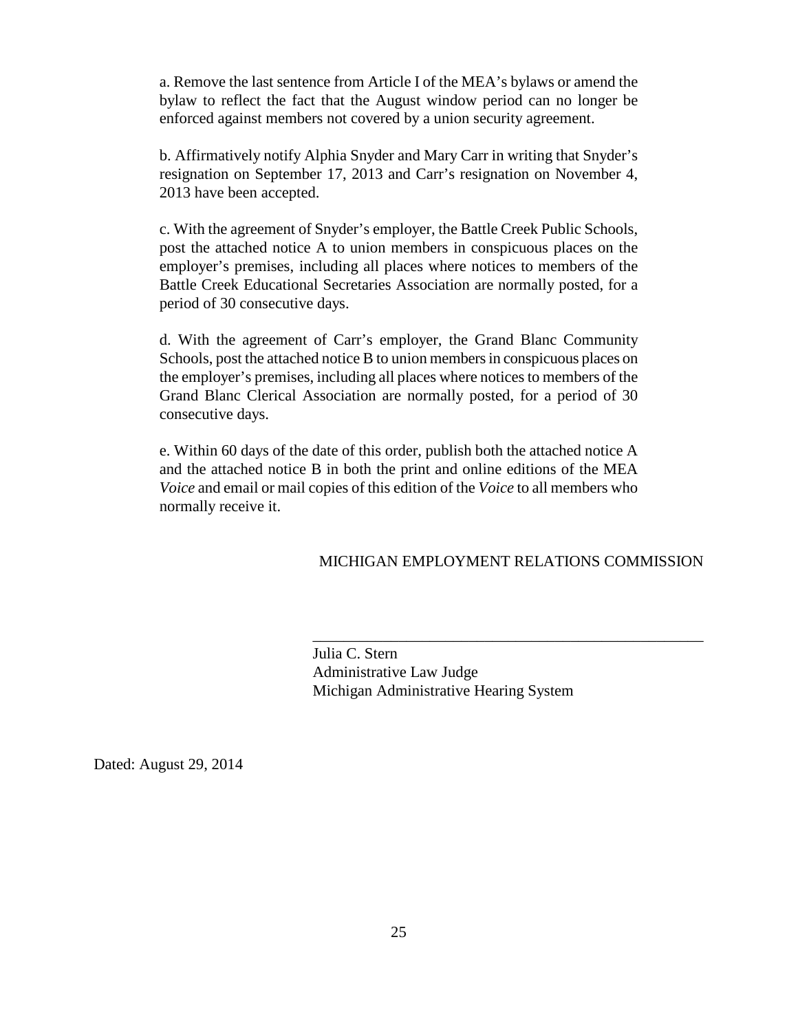a. Remove the last sentence from Article I of the MEA's bylaws or amend the bylaw to reflect the fact that the August window period can no longer be enforced against members not covered by a union security agreement.

b. Affirmatively notify Alphia Snyder and Mary Carr in writing that Snyder's resignation on September 17, 2013 and Carr's resignation on November 4, 2013 have been accepted.

c. With the agreement of Snyder's employer, the Battle Creek Public Schools, post the attached notice A to union members in conspicuous places on the employer's premises, including all places where notices to members of the Battle Creek Educational Secretaries Association are normally posted, for a period of 30 consecutive days.

d. With the agreement of Carr's employer, the Grand Blanc Community Schools, post the attached notice B to union members in conspicuous places on the employer's premises, including all places where notices to members of the Grand Blanc Clerical Association are normally posted, for a period of 30 consecutive days.

e. Within 60 days of the date of this order, publish both the attached notice A and the attached notice B in both the print and online editions of the MEA *Voice* and email or mail copies of this edition of the *Voice* to all members who normally receive it.

MICHIGAN EMPLOYMENT RELATIONS COMMISSION

\_\_\_\_\_\_\_\_\_\_\_\_\_\_\_\_\_\_\_\_\_\_\_\_\_\_\_\_\_\_\_\_\_\_\_\_\_\_\_\_\_\_\_\_\_\_\_\_\_\_

Julia C. Stern
Administrative Law Judge
Michigan Administrative Hearing System

Dated: August 29, 2014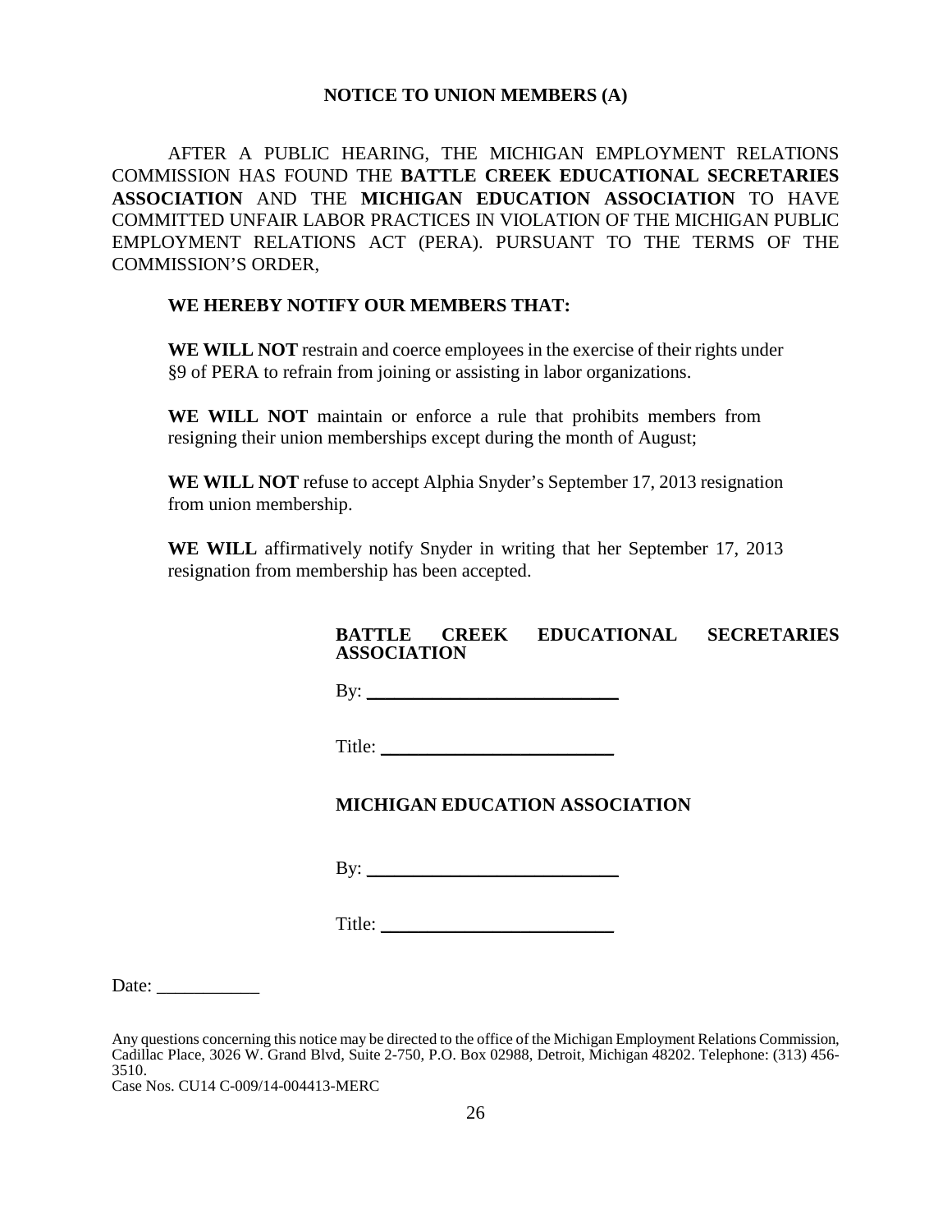## NOTICE TO UNION MEMBERS (A)

AFTER A PUBLIC HEARING, THE MICHIGAN EMPLOYMENT RELATIONS COMMISSION HAS FOUND THE **BATTLE CREEK EDUCATIONAL SECRETARIES ASSOCIATION** AND THE **MICHIGAN EDUCATION ASSOCIATION** TO HAVE COMMITTED UNFAIR LABOR PRACTICES IN VIOLATION OF THE MICHIGAN PUBLIC EMPLOYMENT RELATIONS ACT (PERA). PURSUANT TO THE TERMS OF THE COMMISSION'S ORDER,

**WE HEREBY NOTIFY OUR MEMBERS THAT:**

**WE WILL NOT** restrain and coerce employees in the exercise of their rights under §9 of PERA to refrain from joining or assisting in labor organizations.

**WE WILL NOT** maintain or enforce a rule that prohibits members from resigning their union memberships except during the month of August;

**WE WILL NOT** refuse to accept Alphia Snyder's September 17, 2013 resignation from union membership.

**WE WILL** affirmatively notify Snyder in writing that her September 17, 2013 resignation from membership has been accepted.

**BATTLE CREEK EDUCATIONAL SECRETARIES ASSOCIATION**

By: ___________________________

Title: _________________________

**MICHIGAN EDUCATION ASSOCIATION**

By: ___________________________

Title: _________________________

Date: ___________

Any questions concerning this notice may be directed to the office of the Michigan Employment Relations Commission, Cadillac Place, 3026 W. Grand Blvd, Suite 2-750, P.O. Box 02988, Detroit, Michigan 48202. Telephone: (313) 456-3510.

Case Nos. CU14 C-009/14-004413-MERC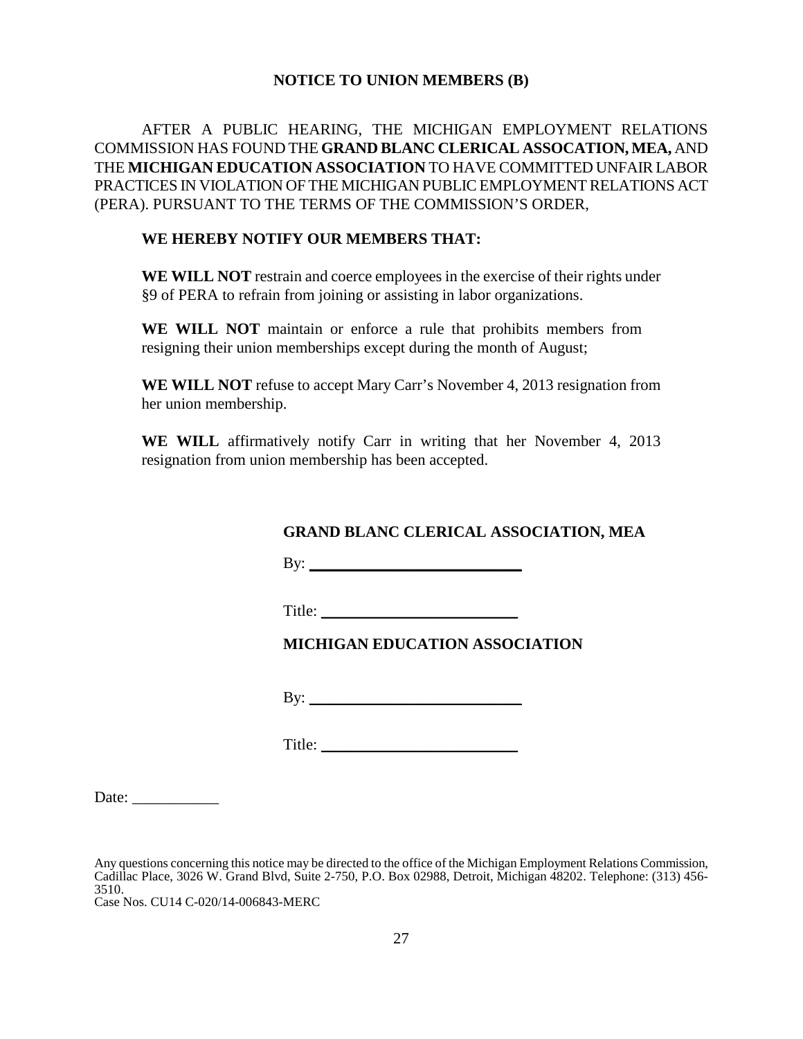## NOTICE TO UNION MEMBERS (B)

AFTER A PUBLIC HEARING, THE MICHIGAN EMPLOYMENT RELATIONS COMMISSION HAS FOUND THE **GRAND BLANC CLERICAL ASSOCATION, MEA,** AND THE **MICHIGAN EDUCATION ASSOCIATION** TO HAVE COMMITTED UNFAIR LABOR PRACTICES IN VIOLATION OF THE MICHIGAN PUBLIC EMPLOYMENT RELATIONS ACT (PERA). PURSUANT TO THE TERMS OF THE COMMISSION'S ORDER,

**WE HEREBY NOTIFY OUR MEMBERS THAT:**

**WE WILL NOT** restrain and coerce employees in the exercise of their rights under §9 of PERA to refrain from joining or assisting in labor organizations.

**WE WILL NOT** maintain or enforce a rule that prohibits members from resigning their union memberships except during the month of August;

**WE WILL NOT** refuse to accept Mary Carr's November 4, 2013 resignation from her union membership.

**WE WILL** affirmatively notify Carr in writing that her November 4, 2013 resignation from union membership has been accepted.

**GRAND BLANC CLERICAL ASSOCIATION, MEA**

By: ___________________________

Title: _________________________

**MICHIGAN EDUCATION ASSOCIATION**

By: ___________________________

Title: _________________________

Date: ___________

Any questions concerning this notice may be directed to the office of the Michigan Employment Relations Commission, Cadillac Place, 3026 W. Grand Blvd, Suite 2-750, P.O. Box 02988, Detroit, Michigan 48202. Telephone: (313) 456-3510.
Case Nos. CU14 C-020/14-006843-MERC